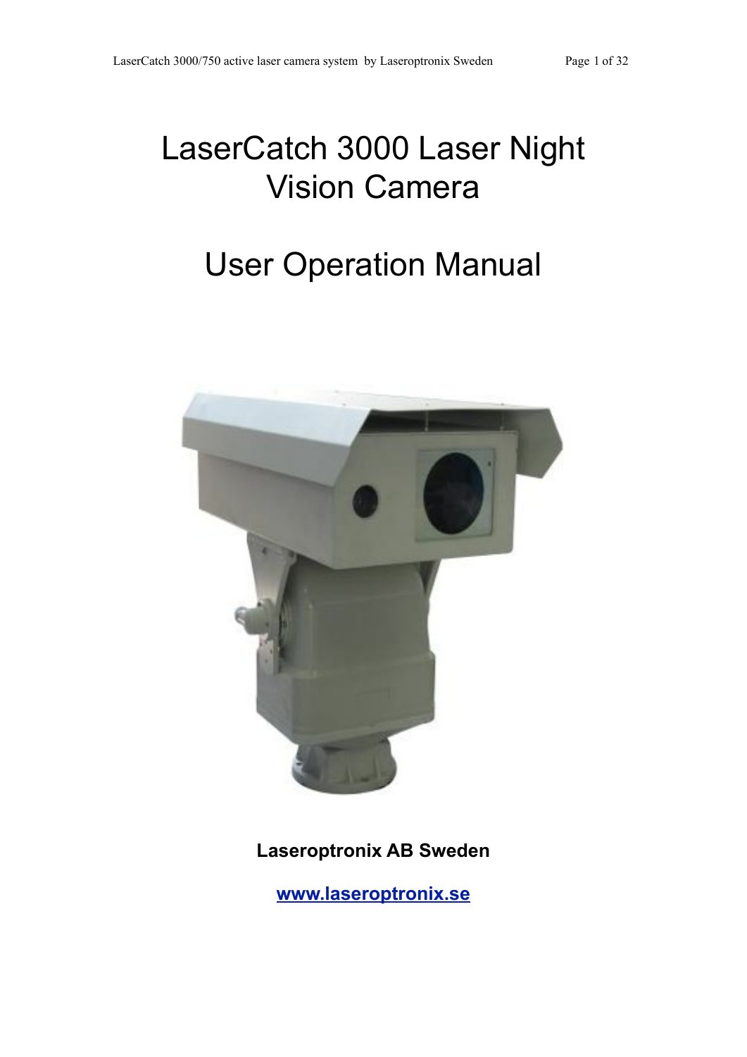# LaserCatch 3000 Laser Night Vision Camera

# User Operation Manual

**Laseroptronix AB Sweden**

**www.laseroptronix.se**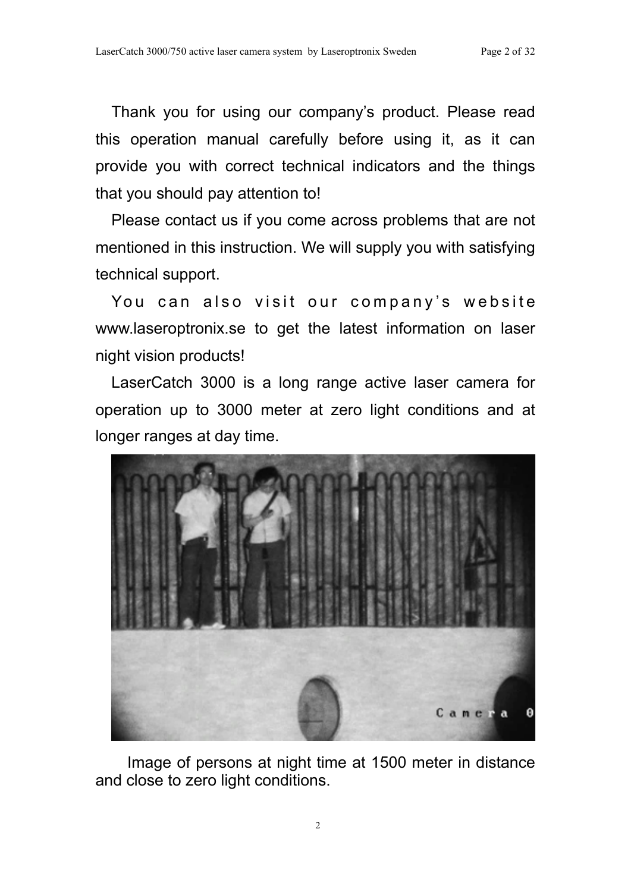Thank you for using our company's product. Please read this operation manual carefully before using it, as it can provide you with correct technical indicators and the things that you should pay attention to!

Please contact us if you come across problems that are not mentioned in this instruction. We will supply you with satisfying technical support.

You can also visit our company's website www.laseroptronix.se to get the latest information on laser night vision products!

LaserCatch 3000 is a long range active laser camera for operation up to 3000 meter at zero light conditions and at longer ranges at day time.

Image of persons at night time at 1500 meter in distance and close to zero light conditions.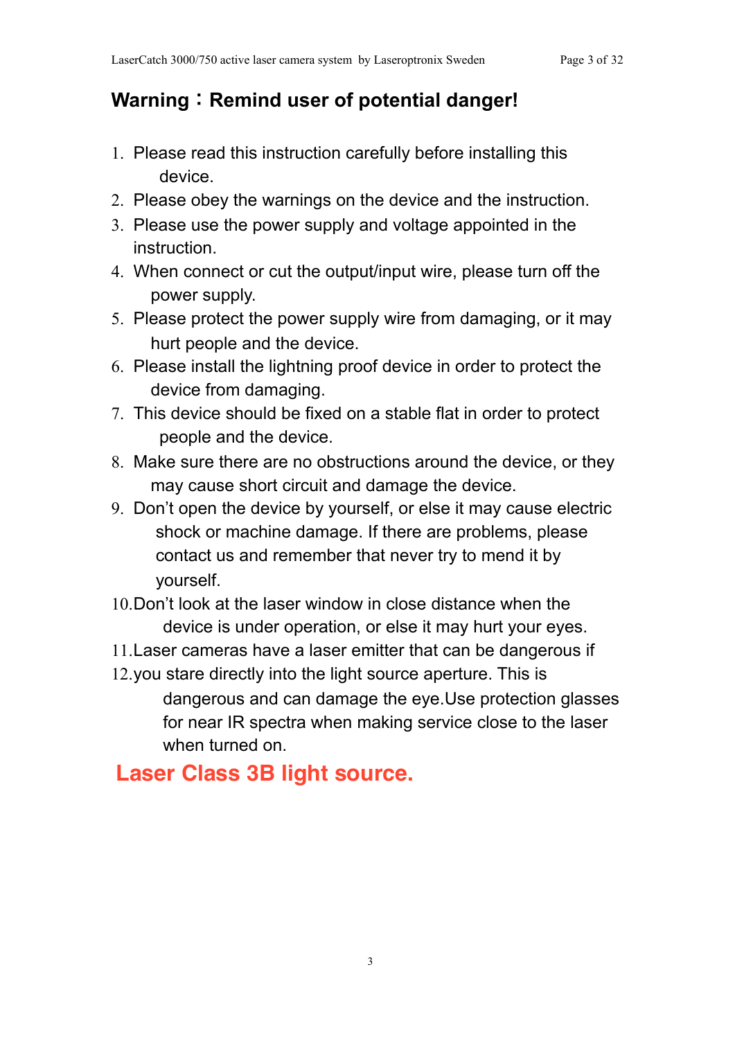## Warning：Remind user of potential danger!

1. Please read this instruction carefully before installing this device.
2. Please obey the warnings on the device and the instruction.
3. Please use the power supply and voltage appointed in the instruction.
4. When connect or cut the output/input wire, please turn off the power supply.
5. Please protect the power supply wire from damaging, or it may hurt people and the device.
6. Please install the lightning proof device in order to protect the device from damaging.
7. This device should be fixed on a stable flat in order to protect people and the device.
8. Make sure there are no obstructions around the device, or they may cause short circuit and damage the device.
9. Don't open the device by yourself, or else it may cause electric shock or machine damage. If there are problems, please contact us and remember that never try to mend it by yourself.
10. Don't look at the laser window in close distance when the device is under operation, or else it may hurt your eyes.
11. Laser cameras have a laser emitter that can be dangerous if
12. you stare directly into the light source aperture. This is dangerous and can damage the eye.Use protection glasses for near IR spectra when making service close to the laser when turned on.

**Laser Class 3B light source.**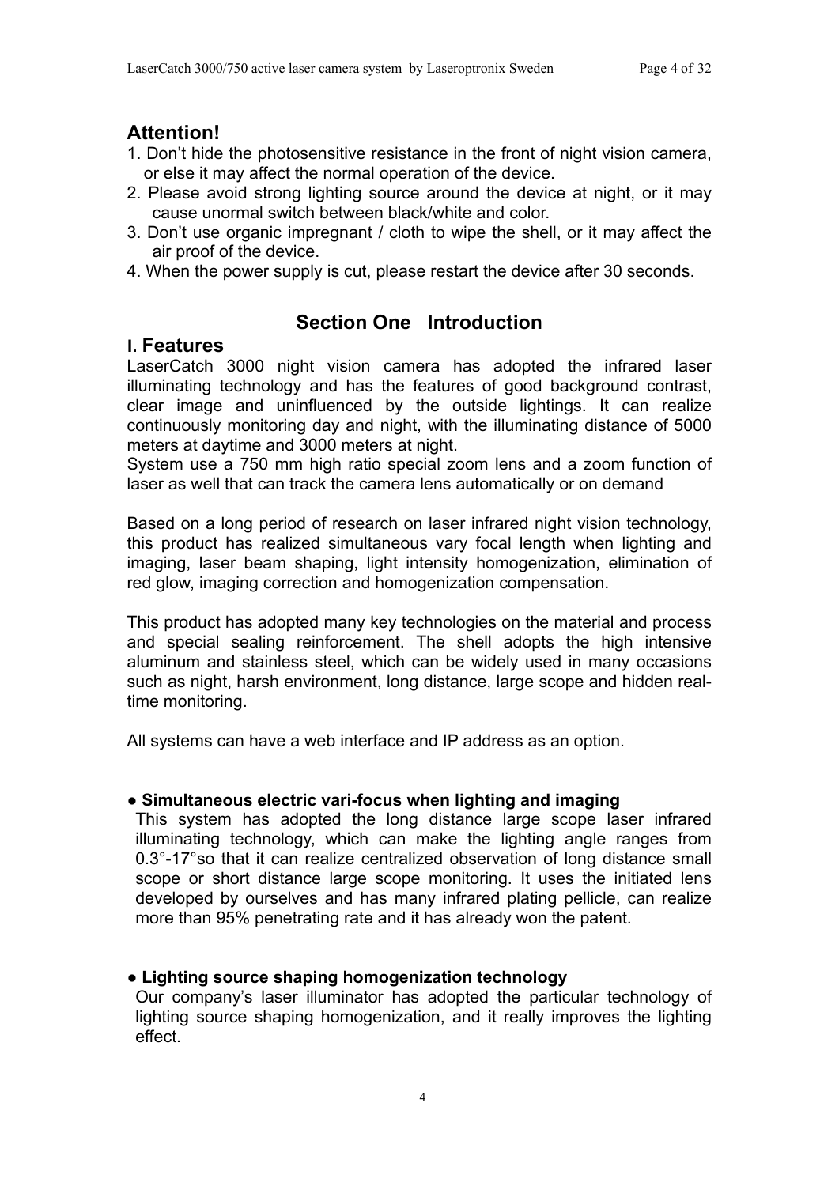## Attention!

1. Don't hide the photosensitive resistance in the front of night vision camera, or else it may affect the normal operation of the device.
2. Please avoid strong lighting source around the device at night, or it may cause unormal switch between black/white and color.
3. Don't use organic impregnant / cloth to wipe the shell, or it may affect the air proof of the device.
4. When the power supply is cut, please restart the device after 30 seconds.

# Section One Introduction

## I. Features

LaserCatch 3000 night vision camera has adopted the infrared laser illuminating technology and has the features of good background contrast, clear image and uninfluenced by the outside lightings. It can realize continuously monitoring day and night, with the illuminating distance of 5000 meters at daytime and 3000 meters at night.
System use a 750 mm high ratio special zoom lens and a zoom function of laser as well that can track the camera lens automatically or on demand

Based on a long period of research on laser infrared night vision technology, this product has realized simultaneous vary focal length when lighting and imaging, laser beam shaping, light intensity homogenization, elimination of red glow, imaging correction and homogenization compensation.

This product has adopted many key technologies on the material and process and special sealing reinforcement. The shell adopts the high intensive aluminum and stainless steel, which can be widely used in many occasions such as night, harsh environment, long distance, large scope and hidden real-time monitoring.

All systems can have a web interface and IP address as an option.

**● Simultaneous electric vari-focus when lighting and imaging**

This system has adopted the long distance large scope laser infrared illuminating technology, which can make the lighting angle ranges from 0.3°-17°so that it can realize centralized observation of long distance small scope or short distance large scope monitoring. It uses the initiated lens developed by ourselves and has many infrared plating pellicle, can realize more than 95% penetrating rate and it has already won the patent.

**● Lighting source shaping homogenization technology**

Our company's laser illuminator has adopted the particular technology of lighting source shaping homogenization, and it really improves the lighting effect.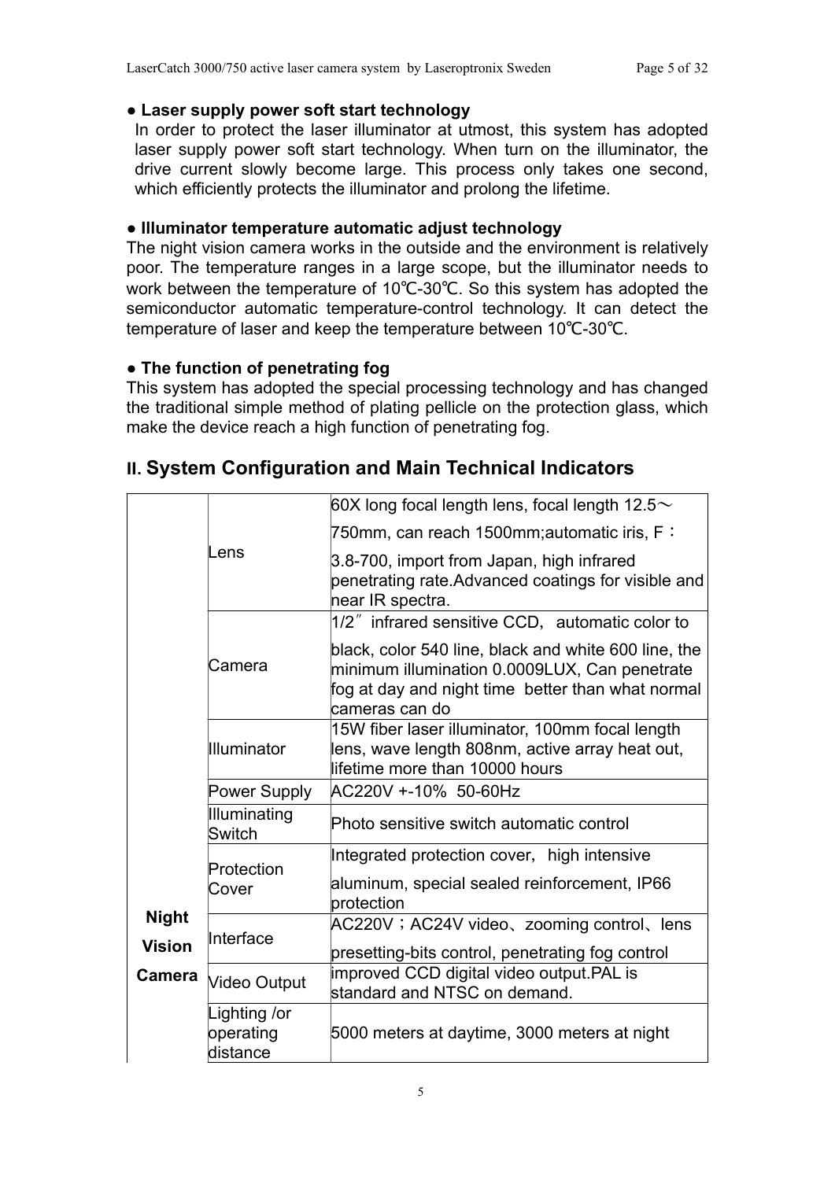● **Laser supply power soft start technology**

In order to protect the laser illuminator at utmost, this system has adopted laser supply power soft start technology. When turn on the illuminator, the drive current slowly become large. This process only takes one second, which efficiently protects the illuminator and prolong the lifetime.

● **Illuminator temperature automatic adjust technology**

The night vision camera works in the outside and the environment is relatively poor. The temperature ranges in a large scope, but the illuminator needs to work between the temperature of 10℃-30℃. So this system has adopted the semiconductor automatic temperature-control technology. It can detect the temperature of laser and keep the temperature between 10℃-30℃.

● **The function of penetrating fog**

This system has adopted the special processing technology and has changed the traditional simple method of plating pellicle on the protection glass, which make the device reach a high function of penetrating fog.

## II. System Configuration and Main Technical Indicators

| | | |
|---|---|---|
| **Night Vision Camera** | Lens | 60X long focal length lens, focal length 12.5～750mm, can reach 1500mm;automatic iris, F：3.8-700, import from Japan, high infrared penetrating rate.Advanced coatings for visible and near IR spectra. |
| | Camera | 1/2″ infrared sensitive CCD，automatic color to black, color 540 line, black and white 600 line, the minimum illumination 0.0009LUX, Can penetrate fog at day and night time better than what normal cameras can do |
| | Illuminator | 15W fiber laser illuminator, 100mm focal length lens, wave length 808nm, active array heat out, lifetime more than 10000 hours |
| | Power Supply | AC220V +-10% 50-60Hz |
| | Illuminating Switch | Photo sensitive switch automatic control |
| | Protection Cover | Integrated protection cover，high intensive aluminum, special sealed reinforcement, IP66 protection |
| | Interface | AC220V；AC24V video、zooming control、lens presetting-bits control, penetrating fog control |
| | Video Output | improved CCD digital video output.PAL is standard and NTSC on demand. |
| | Lighting /or operating distance | 5000 meters at daytime, 3000 meters at night |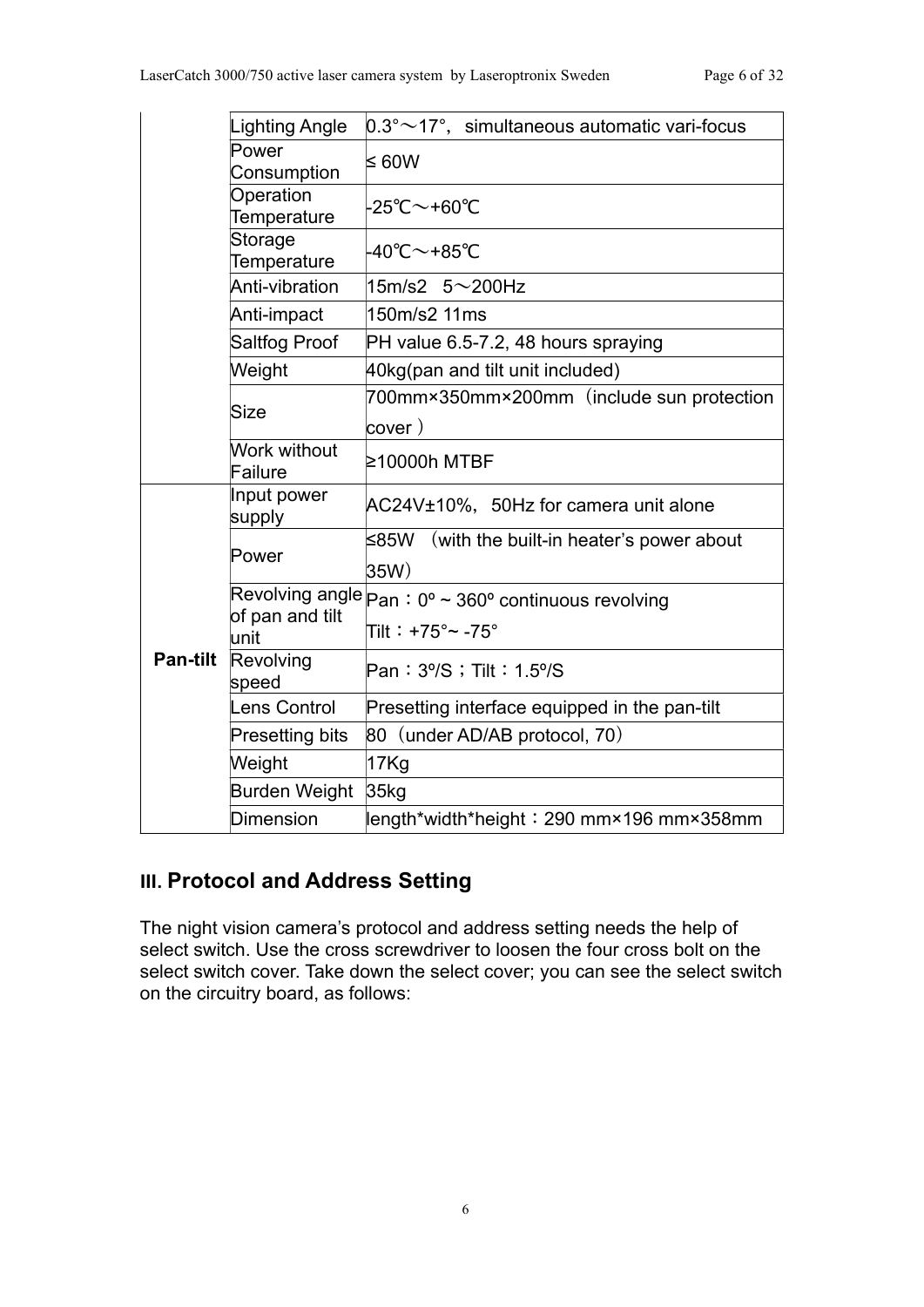|  | Lighting Angle | 0.3°～17°，simultaneous automatic vari-focus |
|---|---|---|
|  | Power Consumption | ≤ 60W |
|  | Operation Temperature | -25℃～+60℃ |
|  | Storage Temperature | -40℃～+85℃ |
|  | Anti-vibration | 15m/s2 5～200Hz |
|  | Anti-impact | 150m/s2 11ms |
|  | Saltfog Proof | PH value 6.5-7.2, 48 hours spraying |
|  | Weight | 40kg(pan and tilt unit included) |
|  | Size | 700mm×350mm×200mm（include sun protection cover） |
|  | Work without Failure | ≥10000h MTBF |
| **Pan-tilt** | Input power supply | AC24V±10%，50Hz for camera unit alone |
|  | Power | ≤85W （with the built-in heater's power about 35W） |
|  | Revolving angle of pan and tilt unit | Pan：0º ~ 360º continuous revolving<br>Tilt：+75°~ -75° |
|  | Revolving speed | Pan：3º/S；Tilt：1.5º/S |
|  | Lens Control | Presetting interface equipped in the pan-tilt |
|  | Presetting bits | 80（under AD/AB protocol, 70） |
|  | Weight | 17Kg |
|  | Burden Weight | 35kg |
|  | Dimension | length*width*height：290 mm×196 mm×358mm |

## III. Protocol and Address Setting

The night vision camera's protocol and address setting needs the help of select switch. Use the cross screwdriver to loosen the four cross bolt on the select switch cover. Take down the select cover; you can see the select switch on the circuitry board, as follows: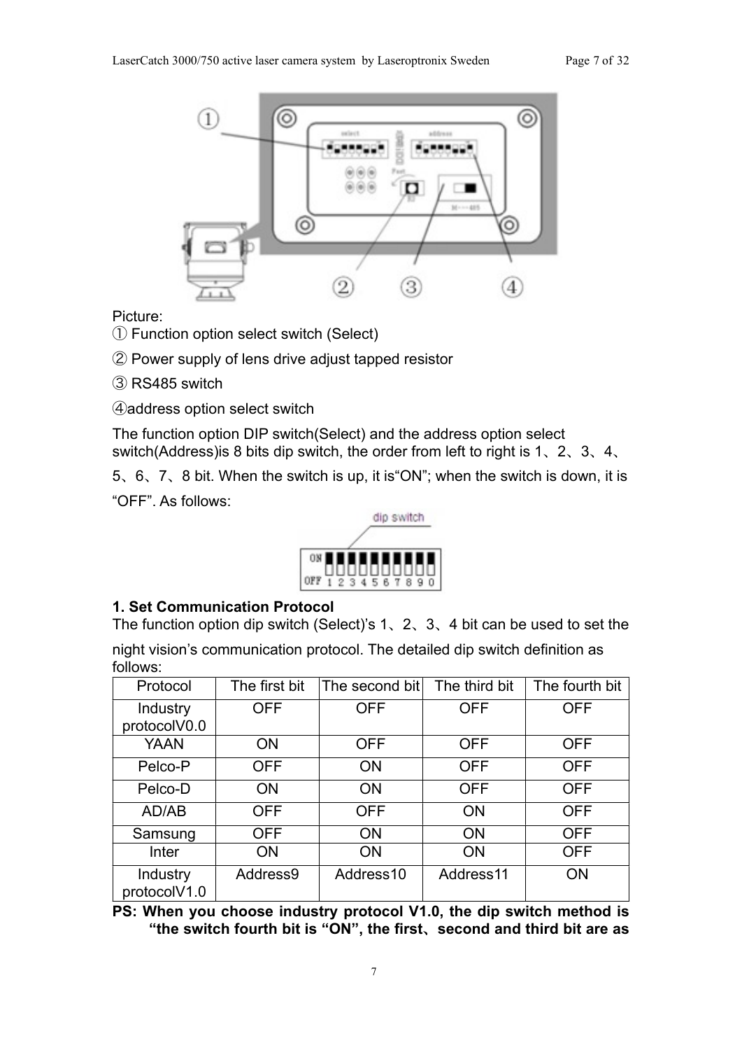Picture:

① Function option select switch (Select)

② Power supply of lens drive adjust tapped resistor

③ RS485 switch

④address option select switch

The function option DIP switch(Select) and the address option select switch(Address)is 8 bits dip switch, the order from left to right is 1、2、3、4、5、6、7、8 bit. When the switch is up, it is“ON”; when the switch is down, it is “OFF”. As follows:

**1. Set Communication Protocol**

The function option dip switch (Select)'s 1、2、3、4 bit can be used to set the night vision's communication protocol. The detailed dip switch definition as follows:

| Protocol | The first bit | The second bit | The third bit | The fourth bit |
|---|---|---|---|---|
| Industry protocolV0.0 | OFF | OFF | OFF | OFF |
| YAAN | ON | OFF | OFF | OFF |
| Pelco-P | OFF | ON | OFF | OFF |
| Pelco-D | ON | ON | OFF | OFF |
| AD/AB | OFF | OFF | ON | OFF |
| Samsung | OFF | ON | ON | OFF |
| Inter | ON | ON | ON | OFF |
| Industry protocolV1.0 | Address9 | Address10 | Address11 | ON |

**PS: When you choose industry protocol V1.0, the dip switch method is "the switch fourth bit is "ON", the first、second and third bit are as**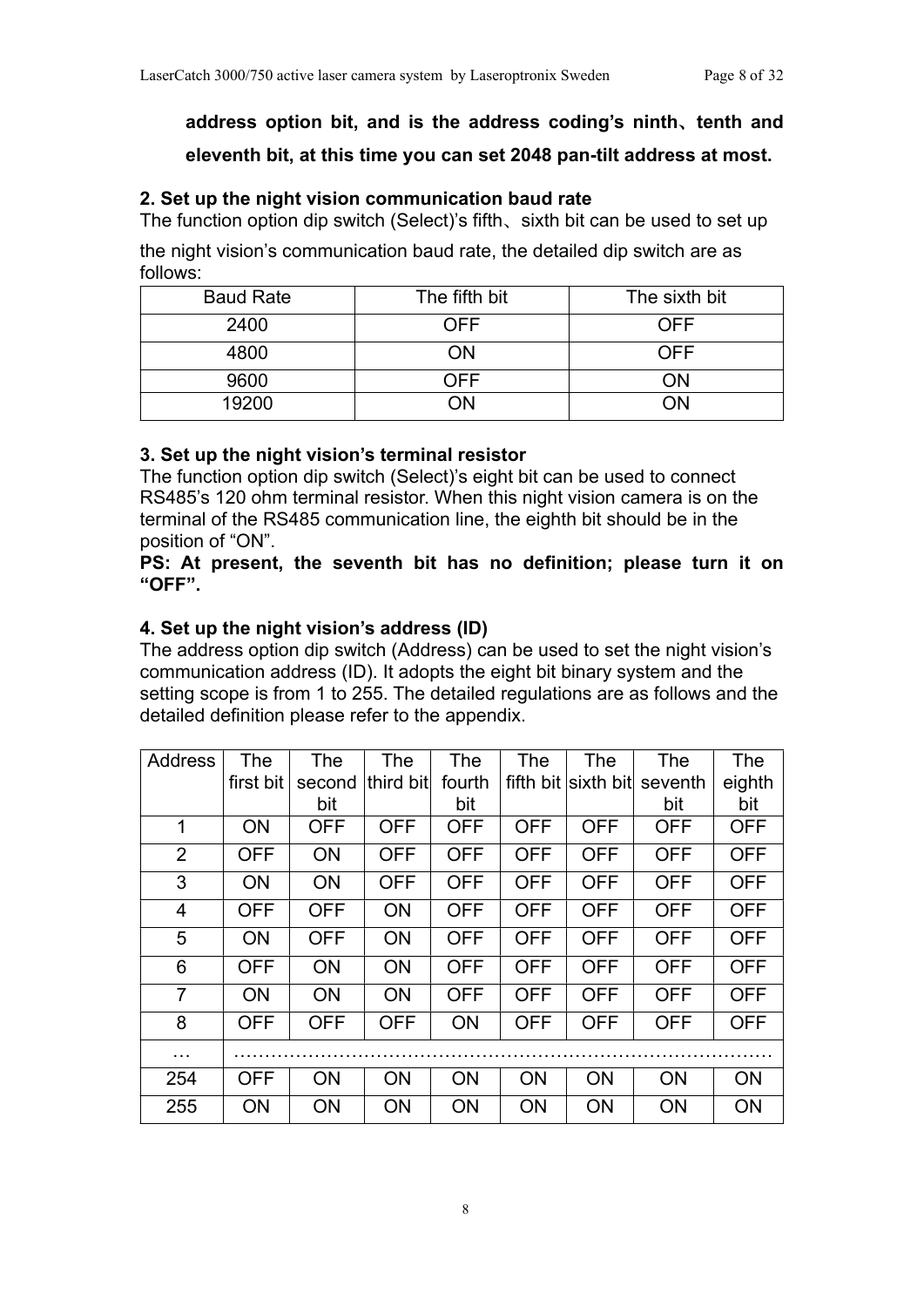**address option bit, and is the address coding's ninth、tenth and eleventh bit, at this time you can set 2048 pan-tilt address at most.**

**2. Set up the night vision communication baud rate**

The function option dip switch (Select)'s fifth、sixth bit can be used to set up the night vision's communication baud rate, the detailed dip switch are as follows:

| Baud Rate | The fifth bit | The sixth bit |
|---|---|---|
| 2400 | OFF | OFF |
| 4800 | ON | OFF |
| 9600 | OFF | ON |
| 19200 | ON | ON |

**3. Set up the night vision's terminal resistor**

The function option dip switch (Select)'s eight bit can be used to connect RS485's 120 ohm terminal resistor. When this night vision camera is on the terminal of the RS485 communication line, the eighth bit should be in the position of "ON".

**PS: At present, the seventh bit has no definition; please turn it on "OFF".**

**4. Set up the night vision's address (ID)**

The address option dip switch (Address) can be used to set the night vision's communication address (ID). It adopts the eight bit binary system and the setting scope is from 1 to 255. The detailed regulations are as follows and the detailed definition please refer to the appendix.

| Address | The first bit | The second bit | The third bit | The fourth bit | The fifth bit | The sixth bit | The seventh bit | The eighth bit |
|---|---|---|---|---|---|---|---|---|
| 1 | ON | OFF | OFF | OFF | OFF | OFF | OFF | OFF |
| 2 | OFF | ON | OFF | OFF | OFF | OFF | OFF | OFF |
| 3 | ON | ON | OFF | OFF | OFF | OFF | OFF | OFF |
| 4 | OFF | OFF | ON | OFF | OFF | OFF | OFF | OFF |
| 5 | ON | OFF | ON | OFF | OFF | OFF | OFF | OFF |
| 6 | OFF | ON | ON | OFF | OFF | OFF | OFF | OFF |
| 7 | ON | ON | ON | OFF | OFF | OFF | OFF | OFF |
| 8 | OFF | OFF | OFF | ON | OFF | OFF | OFF | OFF |
| … | …… | | | | | | | |
| 254 | OFF | ON | ON | ON | ON | ON | ON | ON |
| 255 | ON | ON | ON | ON | ON | ON | ON | ON |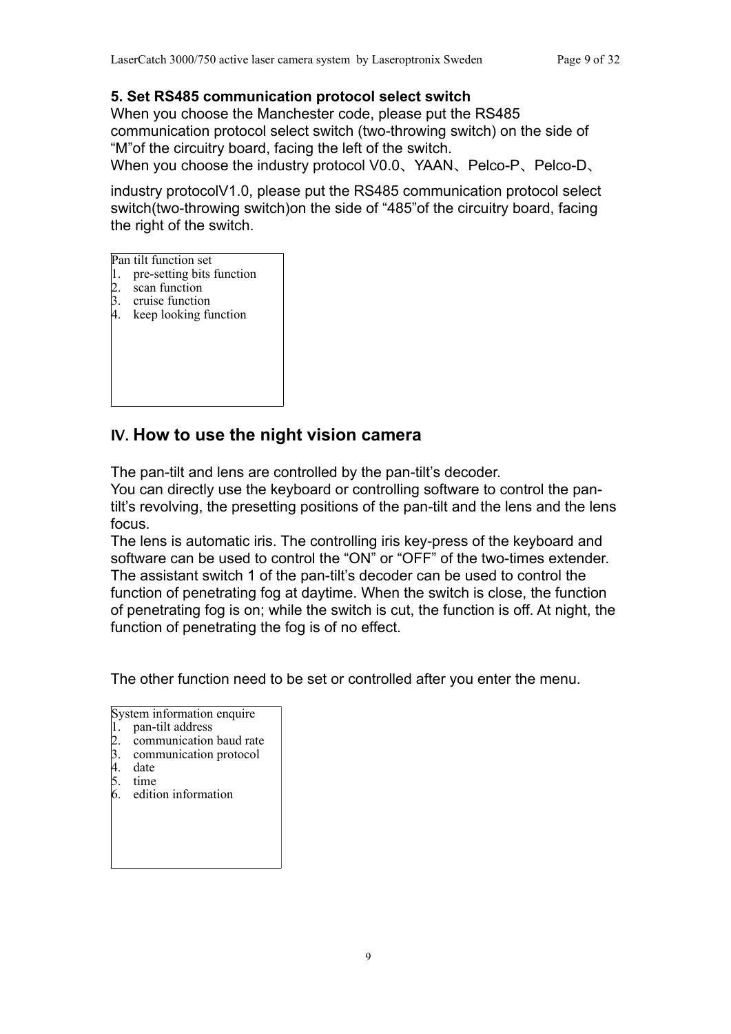### 5. Set RS485 communication protocol select switch

When you choose the Manchester code, please put the RS485 communication protocol select switch (two-throwing switch) on the side of “M”of the circuitry board, facing the left of the switch.
When you choose the industry protocol V0.0、YAAN、Pelco-P、Pelco-D、

industry protocolV1.0, please put the RS485 communication protocol select switch(two-throwing switch)on the side of “485”of the circuitry board, facing the right of the switch.

| Pan tilt function set |
|---|
| 1. pre-setting bits function<br>2. scan function<br>3. cruise function<br>4. keep looking function |

## IV. How to use the night vision camera

The pan-tilt and lens are controlled by the pan-tilt’s decoder.
You can directly use the keyboard or controlling software to control the pan-tilt’s revolving, the presetting positions of the pan-tilt and the lens and the lens focus.
The lens is automatic iris. The controlling iris key-press of the keyboard and software can be used to control the “ON” or “OFF” of the two-times extender. The assistant switch 1 of the pan-tilt’s decoder can be used to control the function of penetrating fog at daytime. When the switch is close, the function of penetrating fog is on; while the switch is cut, the function is off. At night, the function of penetrating the fog is of no effect.

The other function need to be set or controlled after you enter the menu.

| System information enquire |
|---|
| 1. pan-tilt address<br>2. communication baud rate<br>3. communication protocol<br>4. date<br>5. time<br>6. edition information |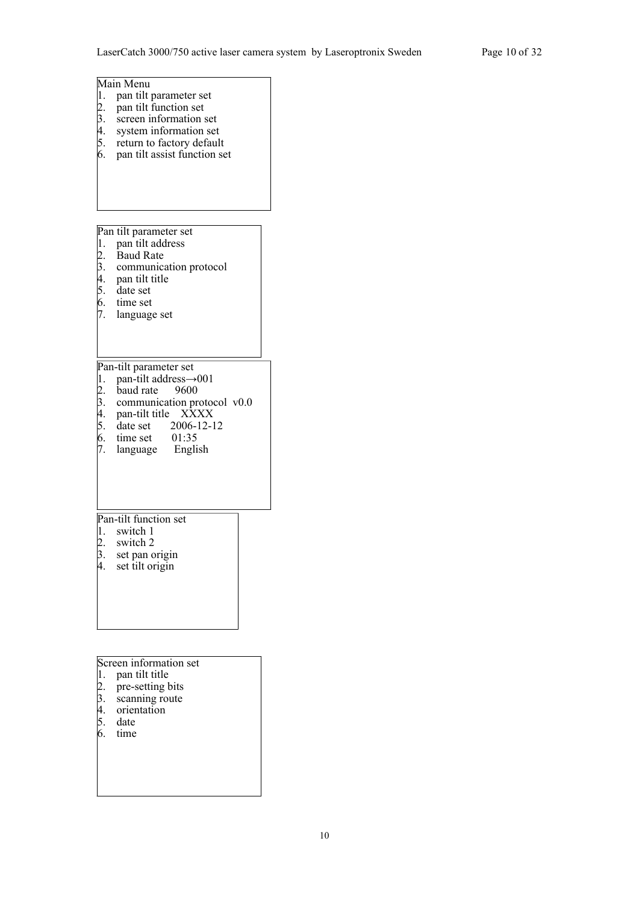Main Menu

1. pan tilt parameter set
2. pan tilt function set
3. screen information set
4. system information set
5. return to factory default
6. pan tilt assist function set

Pan tilt parameter set

1. pan tilt address
2. Baud Rate
3. communication protocol
4. pan tilt title
5. date set
6. time set
7. language set

Pan-tilt parameter set

1. pan-tilt address→001
2. baud rate 9600
3. communication protocol v0.0
4. pan-tilt title XXXX
5. date set 2006-12-12
6. time set 01:35
7. language English

Pan-tilt function set

1. switch 1
2. switch 2
3. set pan origin
4. set tilt origin

Screen information set

1. pan tilt title
2. pre-setting bits
3. scanning route
4. orientation
5. date
6. time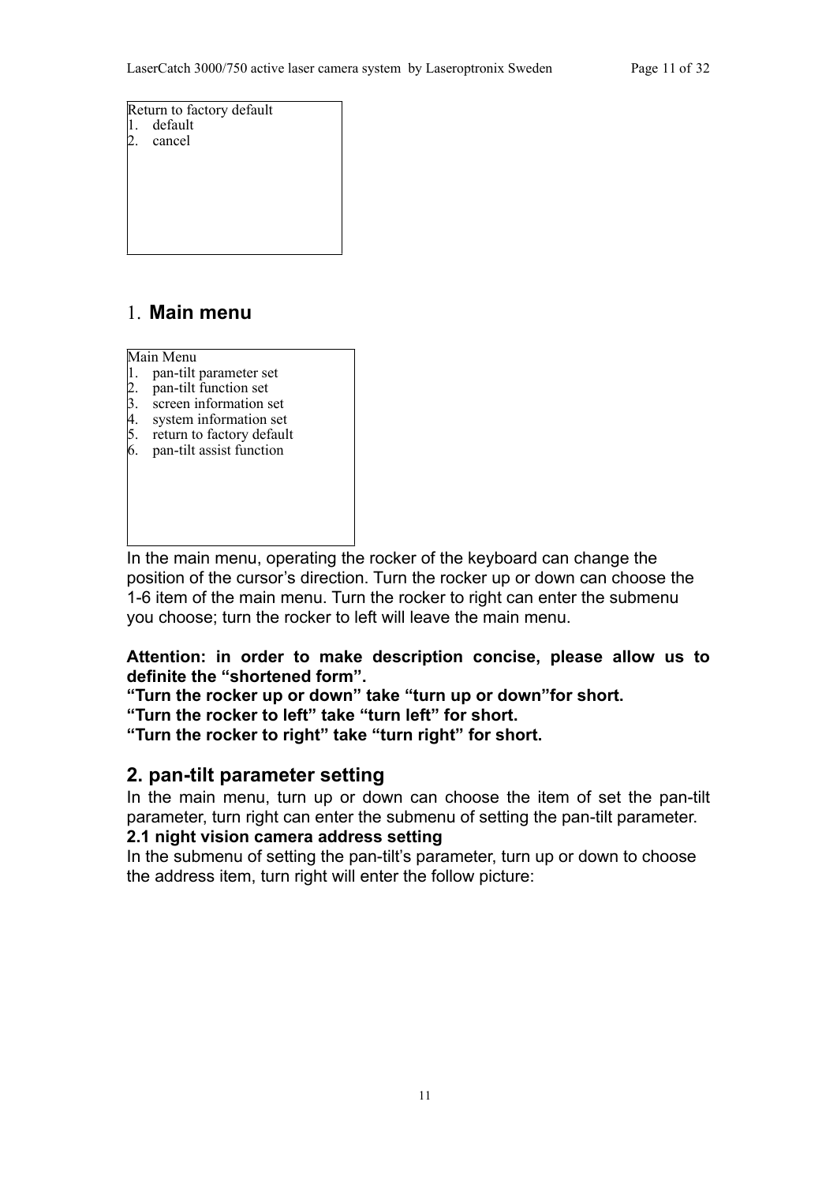```
Return to factory default
1. default
2. cancel
```

## 1. Main menu

```
Main Menu
1. pan-tilt parameter set
2. pan-tilt function set
3. screen information set
4. system information set
5. return to factory default
6. pan-tilt assist function
```

In the main menu, operating the rocker of the keyboard can change the position of the cursor's direction. Turn the rocker up or down can choose the 1-6 item of the main menu. Turn the rocker to right can enter the submenu you choose; turn the rocker to left will leave the main menu.

**Attention: in order to make description concise, please allow us to definite the "shortened form".**
**"Turn the rocker up or down" take "turn up or down"for short.**
**"Turn the rocker to left" take "turn left" for short.**
**"Turn the rocker to right" take "turn right" for short.**

## 2. pan-tilt parameter setting

In the main menu, turn up or down can choose the item of set the pan-tilt parameter, turn right can enter the submenu of setting the pan-tilt parameter.

### 2.1 night vision camera address setting

In the submenu of setting the pan-tilt's parameter, turn up or down to choose the address item, turn right will enter the follow picture: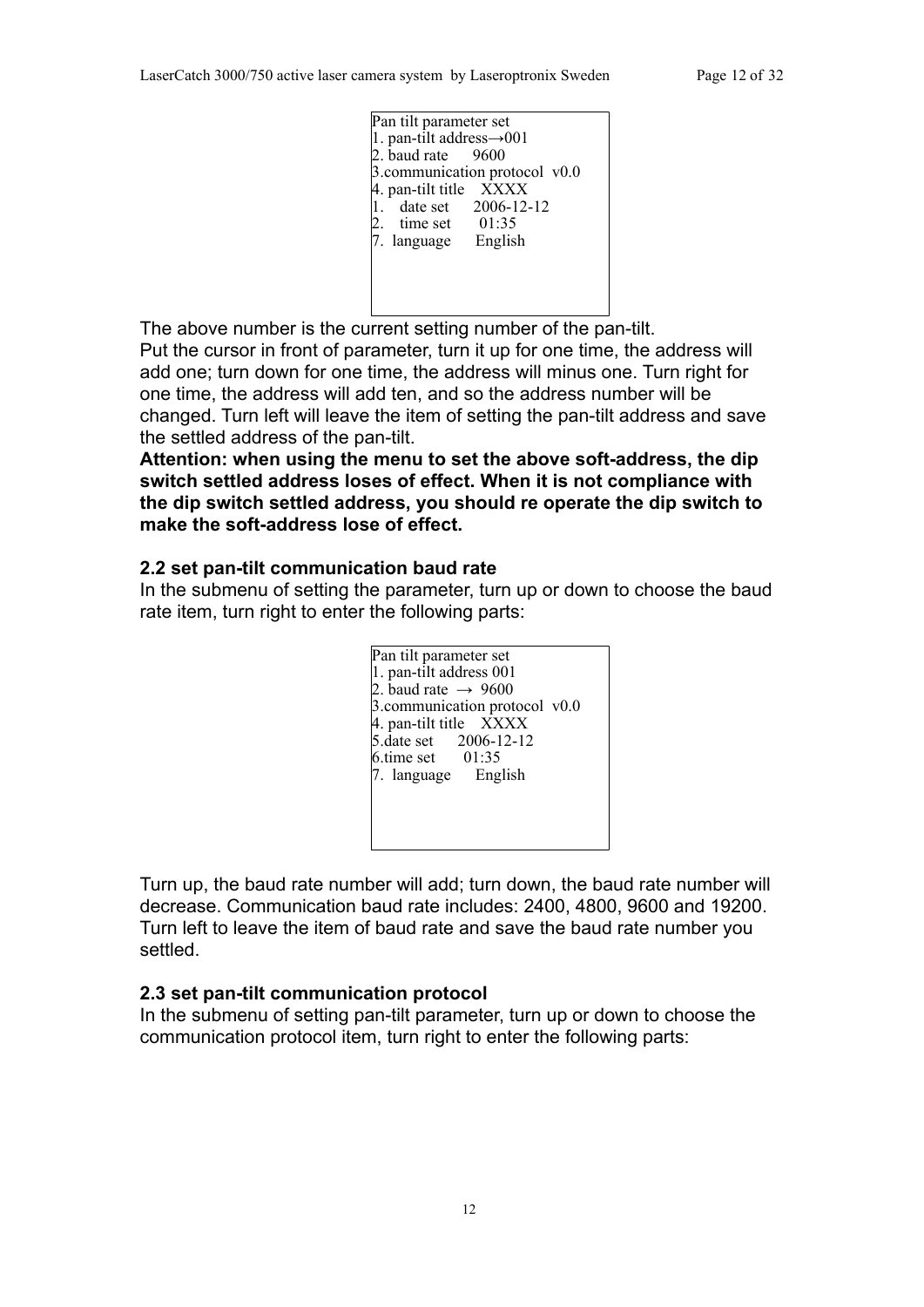```
Pan tilt parameter set
1. pan-tilt address→001
2. baud rate      9600
3.communication protocol  v0.0
4. pan-tilt title    XXXX
1.   date set      2006-12-12
2.   time set       01:35
7.  language      English
```

The above number is the current setting number of the pan-tilt.
Put the cursor in front of parameter, turn it up for one time, the address will add one; turn down for one time, the address will minus one. Turn right for one time, the address will add ten, and so the address number will be changed. Turn left will leave the item of setting the pan-tilt address and save the settled address of the pan-tilt.

**Attention: when using the menu to set the above soft-address, the dip switch settled address loses of effect. When it is not compliance with the dip switch settled address, you should re operate the dip switch to make the soft-address lose of effect.**

### 2.2 set pan-tilt communication baud rate

In the submenu of setting the parameter, turn up or down to choose the baud rate item, turn right to enter the following parts:

```
Pan tilt parameter set
1. pan-tilt address 001
2. baud rate  →  9600
3.communication protocol  v0.0
4. pan-tilt title    XXXX
5.date set      2006-12-12
6.time set       01:35
7.  language      English
```

Turn up, the baud rate number will add; turn down, the baud rate number will decrease. Communication baud rate includes: 2400, 4800, 9600 and 19200. Turn left to leave the item of baud rate and save the baud rate number you settled.

### 2.3 set pan-tilt communication protocol

In the submenu of setting pan-tilt parameter, turn up or down to choose the communication protocol item, turn right to enter the following parts: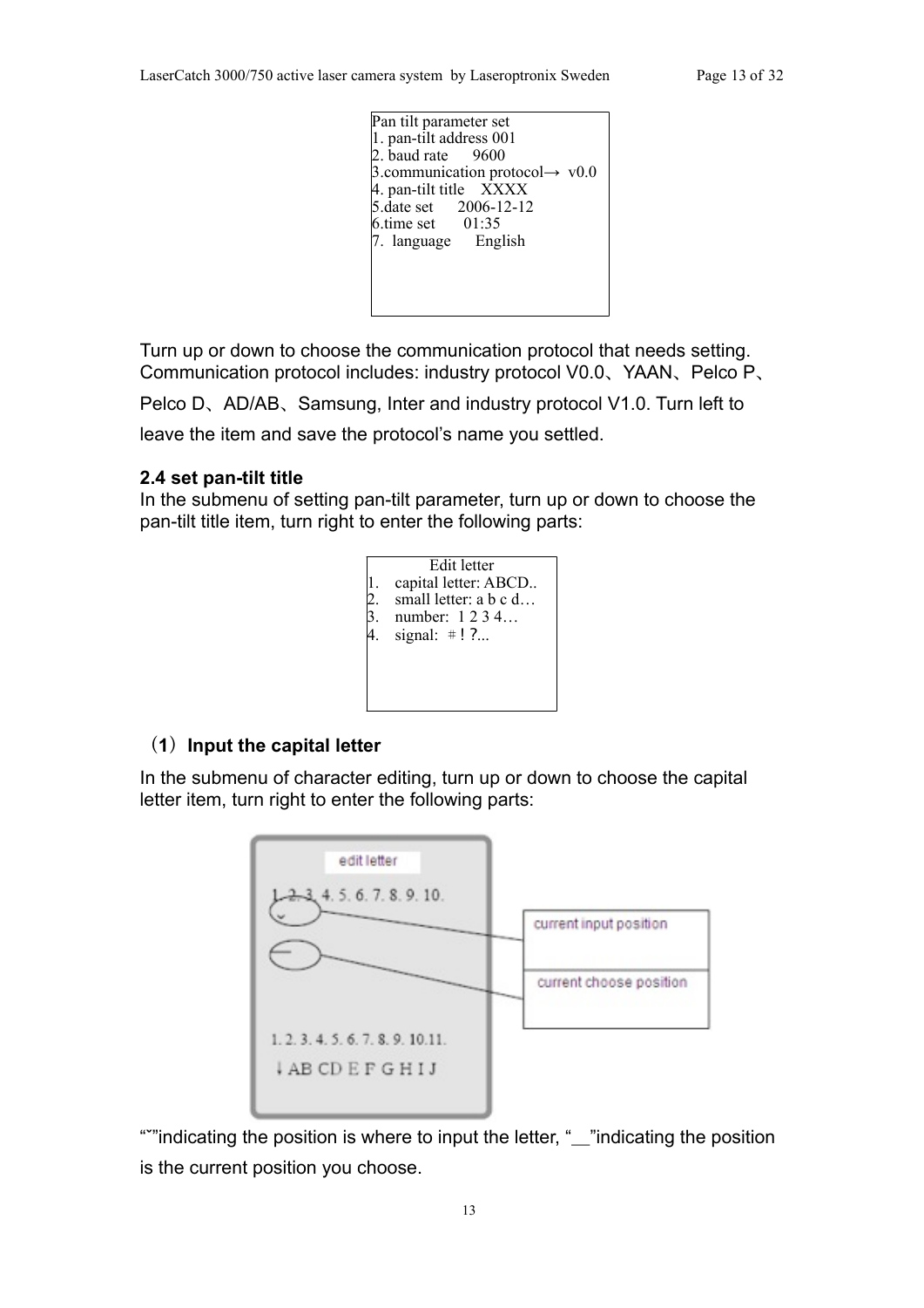Pan tilt parameter set
1. pan-tilt address 001
2. baud rate 9600
3.communication protocol→ v0.0
4. pan-tilt title XXXX
5.date set 2006-12-12
6.time set 01:35
7. language English

Turn up or down to choose the communication protocol that needs setting. Communication protocol includes: industry protocol V0.0、YAAN、Pelco P、Pelco D、AD/AB、Samsung, Inter and industry protocol V1.0. Turn left to leave the item and save the protocol's name you settled.

**2.4 set pan-tilt title**

In the submenu of setting pan-tilt parameter, turn up or down to choose the pan-tilt title item, turn right to enter the following parts:

Edit letter
1. capital letter: ABCD..
2. small letter: a b c d…
3. number: 1 2 3 4…
4. signal: ＃! ?...

**（1）Input the capital letter**

In the submenu of character editing, turn up or down to choose the capital letter item, turn right to enter the following parts:

edit letter
1. 2. 3. 4. 5. 6. 7. 8. 9. 10.

current input position

current choose position

1. 2. 3. 4. 5. 6. 7. 8. 9. 10.11.
↓AB CD E F G H I J

"ˇ"indicating the position is where to input the letter, "__"indicating the position is the current position you choose.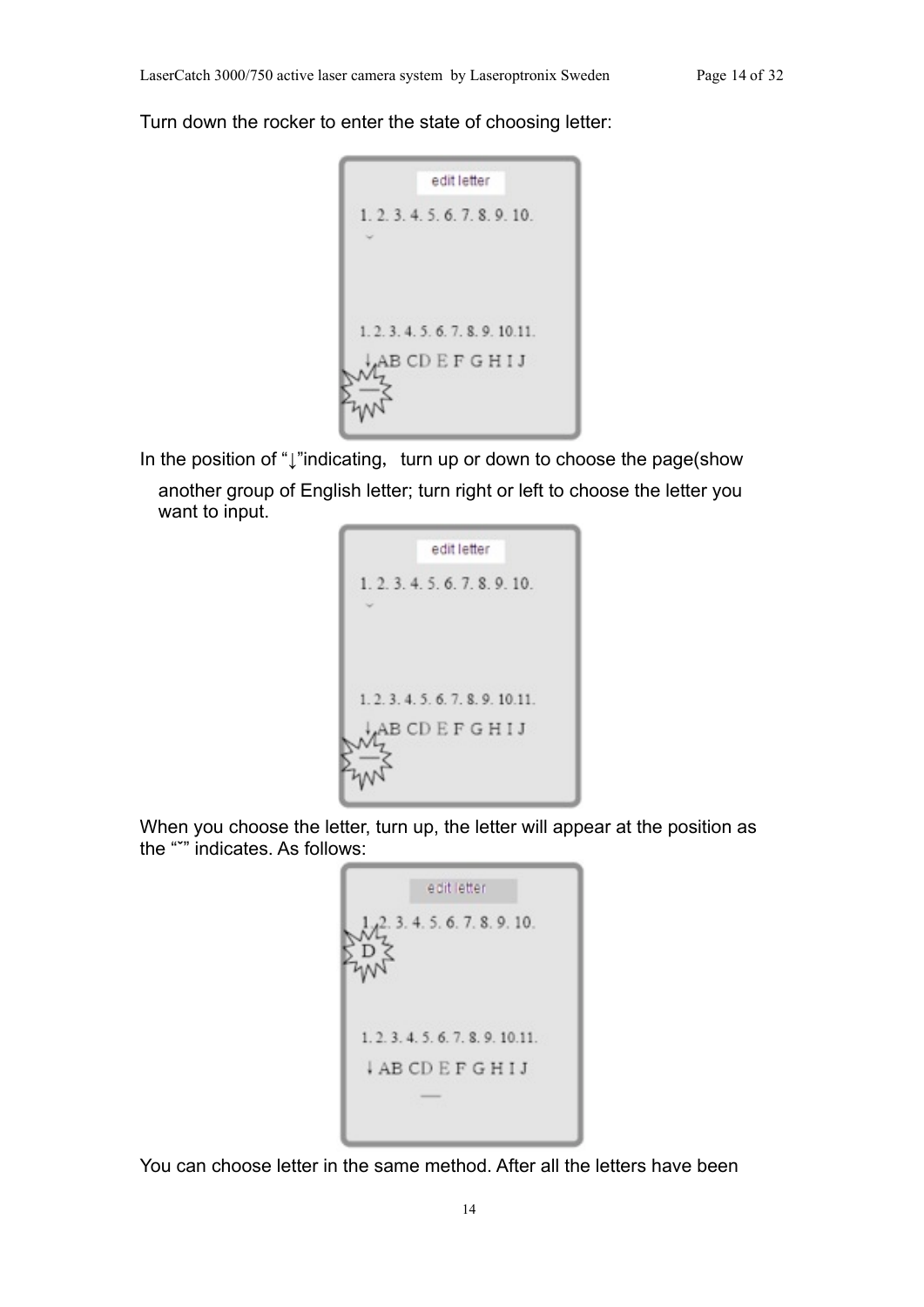Turn down the rocker to enter the state of choosing letter:

edit letter

1. 2. 3. 4. 5. 6. 7. 8. 9. 10.

1. 2. 3. 4. 5. 6. 7. 8. 9. 10.11.
↓AB CD E F G H I J

In the position of "↓"indicating, turn up or down to choose the page(show another group of English letter; turn right or left to choose the letter you want to input.

edit letter

1. 2. 3. 4. 5. 6. 7. 8. 9. 10.

1. 2. 3. 4. 5. 6. 7. 8. 9. 10.11.
↓AB CD E F G H I J

When you choose the letter, turn up, the letter will appear at the position as the "ˇ" indicates. As follows:

edit letter

1. 2. 3. 4. 5. 6. 7. 8. 9. 10.
D

1. 2. 3. 4. 5. 6. 7. 8. 9. 10.11.
↓AB CD E F G H I J

You can choose letter in the same method. After all the letters have been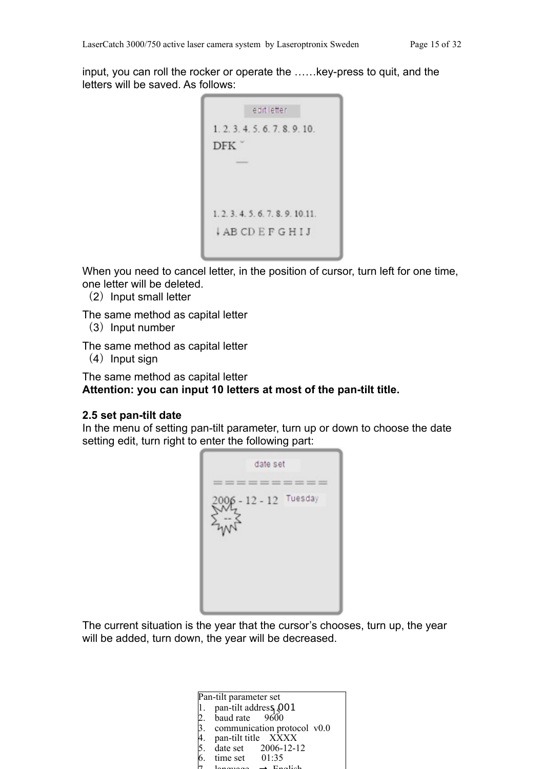input, you can roll the rocker or operate the ……key-press to quit, and the letters will be saved. As follows:

When you need to cancel letter, in the position of cursor, turn left for one time, one letter will be deleted.

（2）Input small letter

The same method as capital letter

（3）Input number

The same method as capital letter

（4）Input sign

The same method as capital letter

**Attention: you can input 10 letters at most of the pan-tilt title.**

**2.5 set pan-tilt date**

In the menu of setting pan-tilt parameter, turn up or down to choose the date setting edit, turn right to enter the following part:

The current situation is the year that the cursor's chooses, turn up, the year will be added, turn down, the year will be decreased.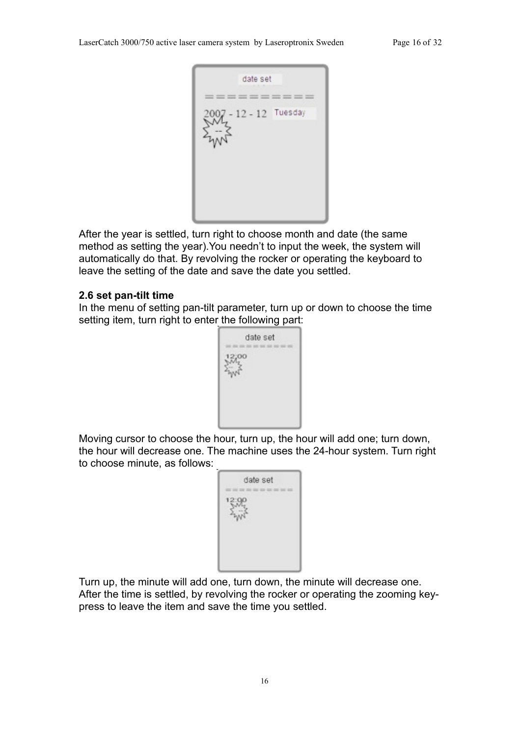After the year is settled, turn right to choose month and date (the same method as setting the year).You needn't to input the week, the system will automatically do that. By revolving the rocker or operating the keyboard to leave the setting of the date and save the date you settled.

**2.6 set pan-tilt time**

In the menu of setting pan-tilt parameter, turn up or down to choose the time setting item, turn right to enter the following part:

Moving cursor to choose the hour, turn up, the hour will add one; turn down, the hour will decrease one. The machine uses the 24-hour system. Turn right to choose minute, as follows:

Turn up, the minute will add one, turn down, the minute will decrease one. After the time is settled, by revolving the rocker or operating the zooming key-press to leave the item and save the time you settled.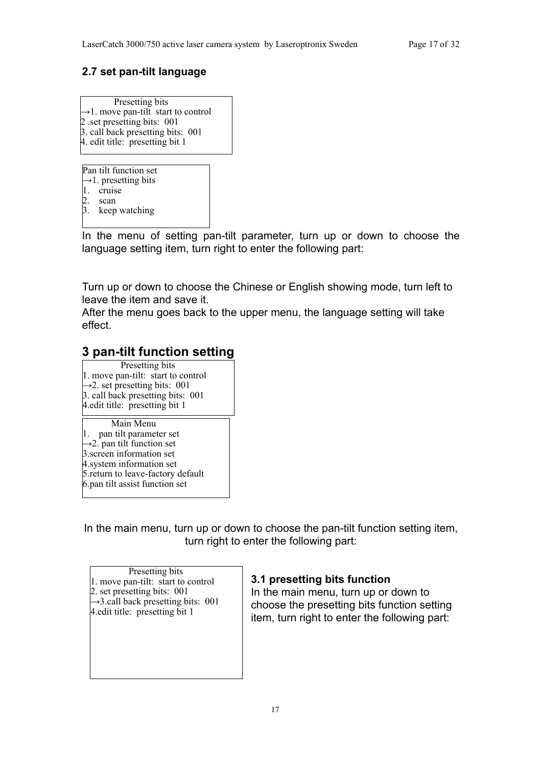### 2.7 set pan-tilt language

```
        Presetting bits
→1. move pan-tilt  start to control
2 .set presetting bits:  001
3. call back presetting bits:  001
4. edit title:  presetting bit 1
```

```
Pan tilt function set
→1. presetting bits
1.   cruise
2.   scan
3.   keep watching
```

In the menu of setting pan-tilt parameter, turn up or down to choose the language setting item, turn right to enter the following part:

Turn up or down to choose the Chinese or English showing mode, turn left to leave the item and save it.

After the menu goes back to the upper menu, the language setting will take effect.

## 3 pan-tilt function setting

```
        Presetting bits
1. move pan-tilt:  start to control
→2. set presetting bits:  001
3. call back presetting bits:  001
4.edit title:  presetting bit 1
```

```
        Main Menu
1.   pan tilt parameter set
→2. pan tilt function set
3.screen information set
4.system information set
5.return to leave-factory default
6.pan tilt assist function set
```

In the main menu, turn up or down to choose the pan-tilt function setting item, turn right to enter the following part:

```
        Presetting bits
1. move pan-tilt:  start to control
2. set presetting bits:  001
→3.call back presetting bits:  001
4.edit title:  presetting bit 1
```

### 3.1 presetting bits function

In the main menu, turn up or down to choose the presetting bits function setting item, turn right to enter the following part: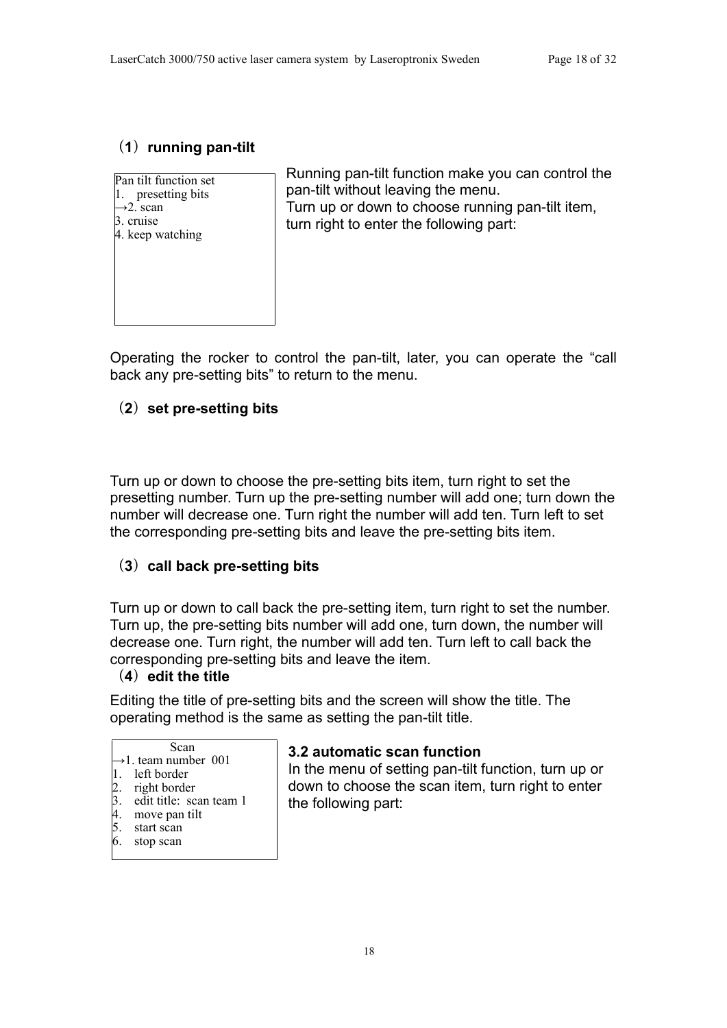### （1）running pan-tilt

```
Pan tilt function set
1.  presetting bits
→2. scan
3. cruise
4. keep watching
```

Running pan-tilt function make you can control the pan-tilt without leaving the menu.
Turn up or down to choose running pan-tilt item, turn right to enter the following part:

Operating the rocker to control the pan-tilt, later, you can operate the “call back any pre-setting bits” to return to the menu.

### （2）set pre-setting bits

Turn up or down to choose the pre-setting bits item, turn right to set the presetting number. Turn up the pre-setting number will add one; turn down the number will decrease one. Turn right the number will add ten. Turn left to set the corresponding pre-setting bits and leave the pre-setting bits item.

### （3）call back pre-setting bits

Turn up or down to call back the pre-setting item, turn right to set the number. Turn up, the pre-setting bits number will add one, turn down, the number will decrease one. Turn right, the number will add ten. Turn left to call back the corresponding pre-setting bits and leave the item.

### （4）edit the title

Editing the title of pre-setting bits and the screen will show the title. The operating method is the same as setting the pan-tilt title.

```
        Scan
→1. team number  001
1.  left border
2.  right border
3.  edit title:  scan team 1
4.  move pan tilt
5.  start scan
6.  stop scan
```

### 3.2 automatic scan function

In the menu of setting pan-tilt function, turn up or down to choose the scan item, turn right to enter the following part: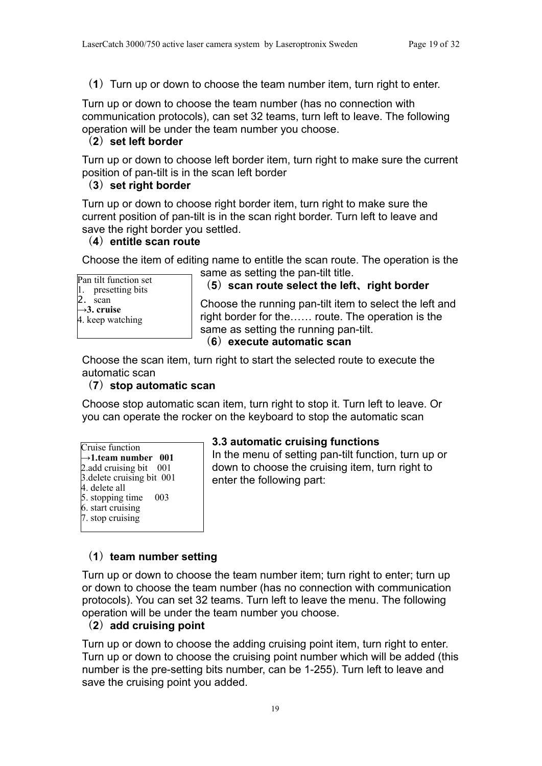（**1**）Turn up or down to choose the team number item, turn right to enter.

Turn up or down to choose the team number (has no connection with communication protocols), can set 32 teams, turn left to leave. The following operation will be under the team number you choose.

（**2**）**set left border**

Turn up or down to choose left border item, turn right to make sure the current position of pan-tilt is in the scan left border

（**3**）**set right border**

Turn up or down to choose right border item, turn right to make sure the current position of pan-tilt is in the scan right border. Turn left to leave and save the right border you settled.

（**4**）**entitle scan route**

Choose the item of editing name to entitle the scan route. The operation is the same as setting the pan-tilt title.

```
Pan tilt function set
1.  presetting bits
2.  scan
→3. cruise
4. keep watching
```

（**5**）**scan route select the left、right border**

Choose the running pan-tilt item to select the left and right border for the…… route. The operation is the same as setting the running pan-tilt.

（**6**）**execute automatic scan**

Choose the scan item, turn right to start the selected route to execute the automatic scan

（**7**）**stop automatic scan**

Choose stop automatic scan item, turn right to stop it. Turn left to leave. Or you can operate the rocker on the keyboard to stop the automatic scan

```
Cruise function
→1.team number   001
2.add cruising bit   001
3.delete cruising bit  001
4. delete all
5. stopping time     003
6. start cruising
7. stop cruising
```

### 3.3 automatic cruising functions

In the menu of setting pan-tilt function, turn up or down to choose the cruising item, turn right to enter the following part:

（**1**）**team number setting**

Turn up or down to choose the team number item; turn right to enter; turn up or down to choose the team number (has no connection with communication protocols). You can set 32 teams. Turn left to leave the menu. The following operation will be under the team number you choose.

（**2**）**add cruising point**

Turn up or down to choose the adding cruising point item, turn right to enter. Turn up or down to choose the cruising point number which will be added (this number is the pre-setting bits number, can be 1-255). Turn left to leave and save the cruising point you added.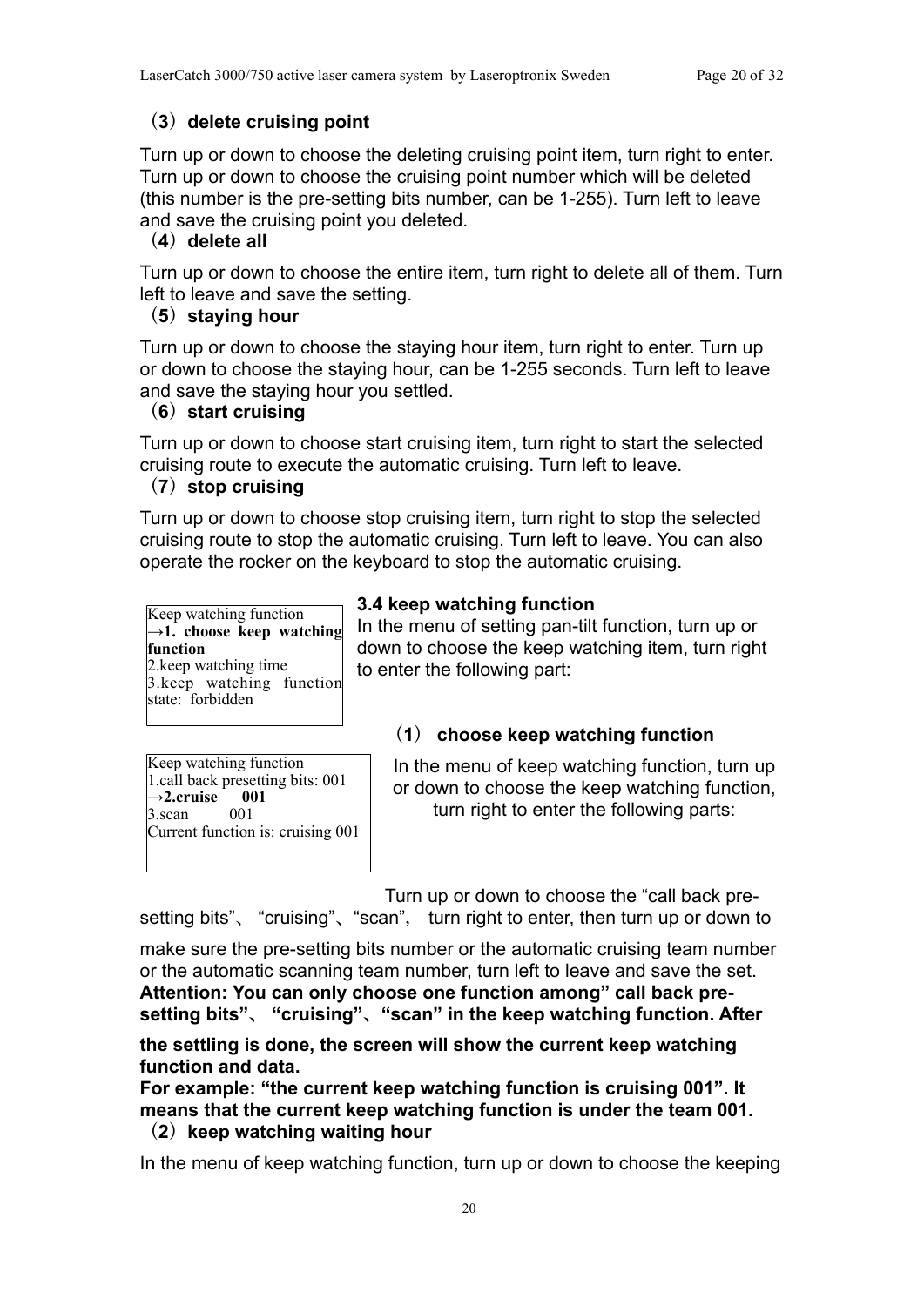**（3）delete cruising point**

Turn up or down to choose the deleting cruising point item, turn right to enter. Turn up or down to choose the cruising point number which will be deleted (this number is the pre-setting bits number, can be 1-255). Turn left to leave and save the cruising point you deleted.

**（4）delete all**

Turn up or down to choose the entire item, turn right to delete all of them. Turn left to leave and save the setting.

**（5）staying hour**

Turn up or down to choose the staying hour item, turn right to enter. Turn up or down to choose the staying hour, can be 1-255 seconds. Turn left to leave and save the staying hour you settled.

**（6）start cruising**

Turn up or down to choose start cruising item, turn right to start the selected cruising route to execute the automatic cruising. Turn left to leave.

**（7）stop cruising**

Turn up or down to choose stop cruising item, turn right to stop the selected cruising route to stop the automatic cruising. Turn left to leave. You can also operate the rocker on the keyboard to stop the automatic cruising.

```
Keep watching function
→1. choose keep watching function
2.keep watching time
3.keep watching function state: forbidden
```

### 3.4 keep watching function

In the menu of setting pan-tilt function, turn up or down to choose the keep watching item, turn right to enter the following part:

**（1） choose keep watching function**

```
Keep watching function
1.call back presetting bits: 001
→2.cruise    001
3.scan       001
Current function is: cruising 001
```

In the menu of keep watching function, turn up or down to choose the keep watching function, turn right to enter the following parts:

Turn up or down to choose the "call back pre-setting bits"、 "cruising"、"scan", turn right to enter, then turn up or down to make sure the pre-setting bits number or the automatic cruising team number or the automatic scanning team number, turn left to leave and save the set.

**Attention: You can only choose one function among" call back pre-setting bits"、 "cruising"、"scan" in the keep watching function. After the settling is done, the screen will show the current keep watching function and data.**

**For example: "the current keep watching function is cruising 001". It means that the current keep watching function is under the team 001.**

**（2）keep watching waiting hour**

In the menu of keep watching function, turn up or down to choose the keeping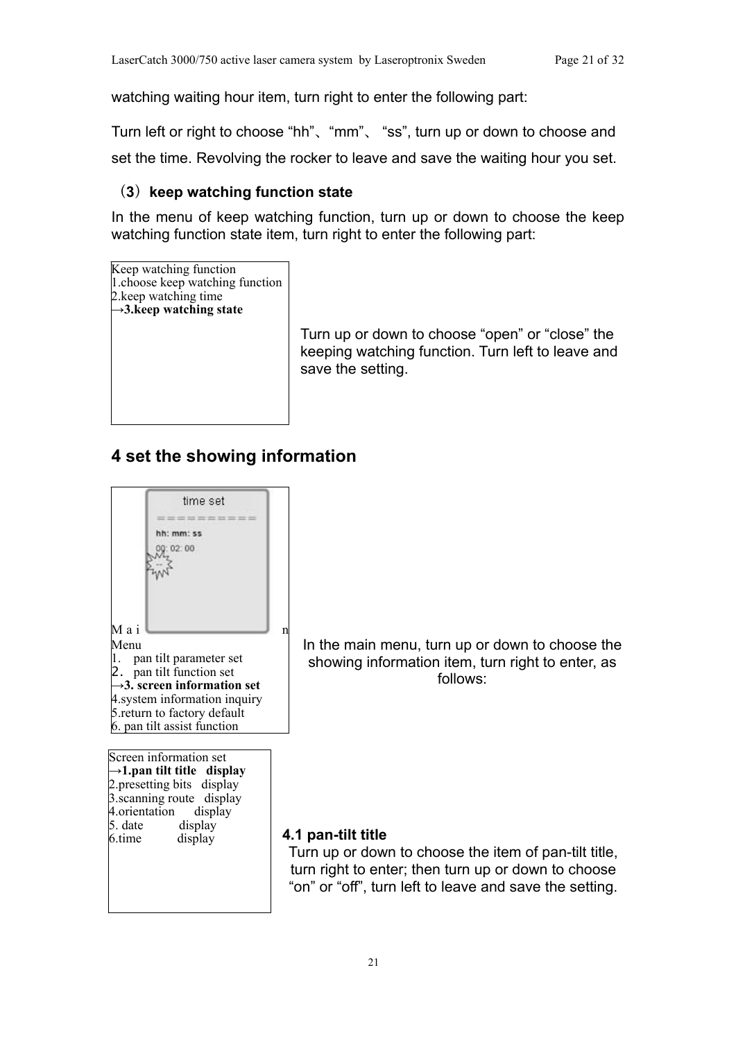watching waiting hour item, turn right to enter the following part:

Turn left or right to choose “hh”、“mm”、 “ss”, turn up or down to choose and set the time. Revolving the rocker to leave and save the waiting hour you set.

（3）**keep watching function state**

In the menu of keep watching function, turn up or down to choose the keep watching function state item, turn right to enter the following part:

Keep watching function
1.choose keep watching function
2.keep watching time
→**3.keep watching state**

Turn up or down to choose “open” or “close” the keeping watching function. Turn left to leave and save the setting.

## 4 set the showing information

time set
==========
hh: mm: ss
00: 02: 00

Main Menu
1. pan tilt parameter set
2. pan tilt function set
→**3. screen information set**
4.system information inquiry
5.return to factory default
6. pan tilt assist function

In the main menu, turn up or down to choose the showing information item, turn right to enter, as follows:

Screen information set
→**1.pan tilt title display**
2.presetting bits display
3.scanning route display
4.orientation display
5. date display
6.time display

**4.1 pan-tilt title**

Turn up or down to choose the item of pan-tilt title, turn right to enter; then turn up or down to choose “on” or “off”, turn left to leave and save the setting.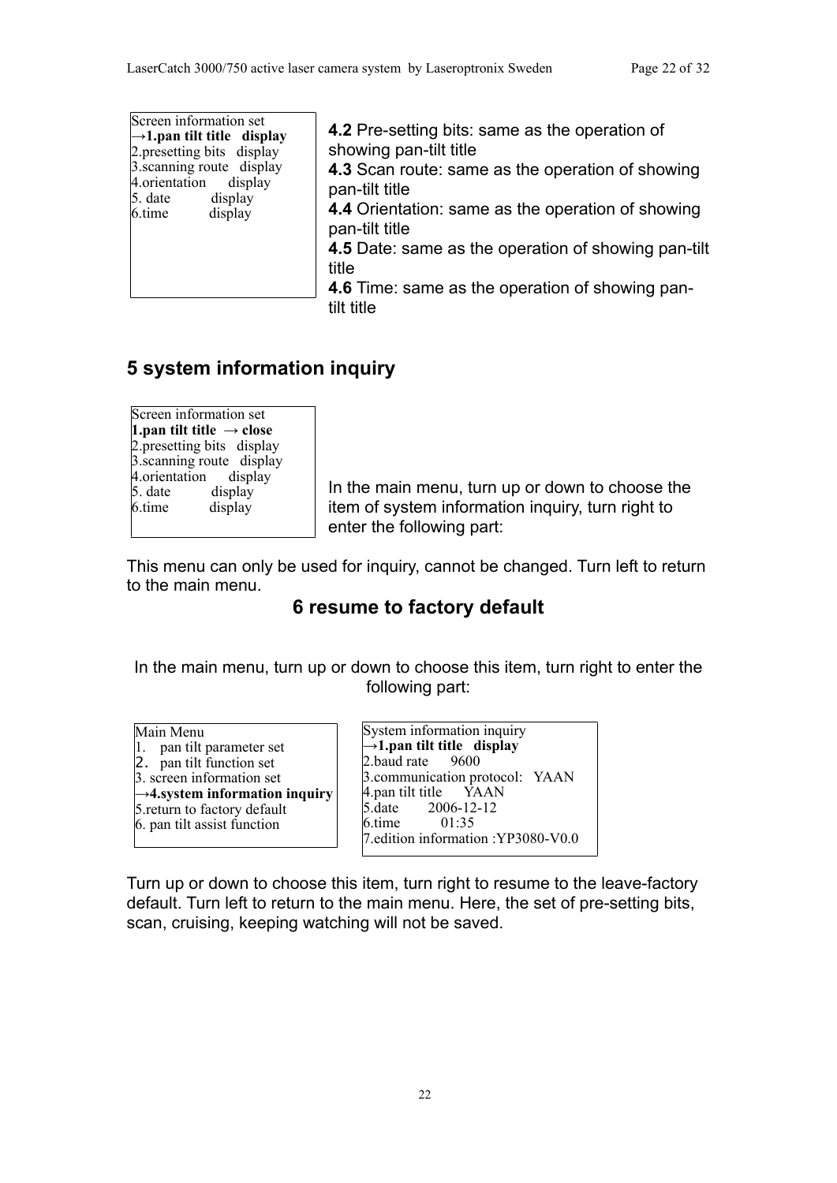```
Screen information set
→1.pan tilt title   display
2.presetting bits   display
3.scanning route   display
4.orientation      display
5. date            display
6.time             display
```

**4.2** Pre-setting bits: same as the operation of showing pan-tilt title
**4.3** Scan route: same as the operation of showing pan-tilt title
**4.4** Orientation: same as the operation of showing pan-tilt title
**4.5** Date: same as the operation of showing pan-tilt title
**4.6** Time: same as the operation of showing pan-tilt title

## 5 system information inquiry

```
Screen information set
1.pan tilt title  → close
2.presetting bits   display
3.scanning route   display
4.orientation      display
5. date            display
6.time             display
```

In the main menu, turn up or down to choose the item of system information inquiry, turn right to enter the following part:

This menu can only be used for inquiry, cannot be changed. Turn left to return to the main menu.

## 6 resume to factory default

In the main menu, turn up or down to choose this item, turn right to enter the following part:

```
Main Menu
1.  pan tilt parameter set
2.  pan tilt function set
3. screen information set
→4.system information inquiry
5.return to factory default
6. pan tilt assist function
```

```
System information inquiry
→1.pan tilt title   display
2.baud rate     9600
3.communication protocol:   YAAN
4.pan tilt title     YAAN
5.date        2006-12-12
6.time           01:35
7.edition information :YP3080-V0.0
```

Turn up or down to choose this item, turn right to resume to the leave-factory default. Turn left to return to the main menu. Here, the set of pre-setting bits, scan, cruising, keeping watching will not be saved.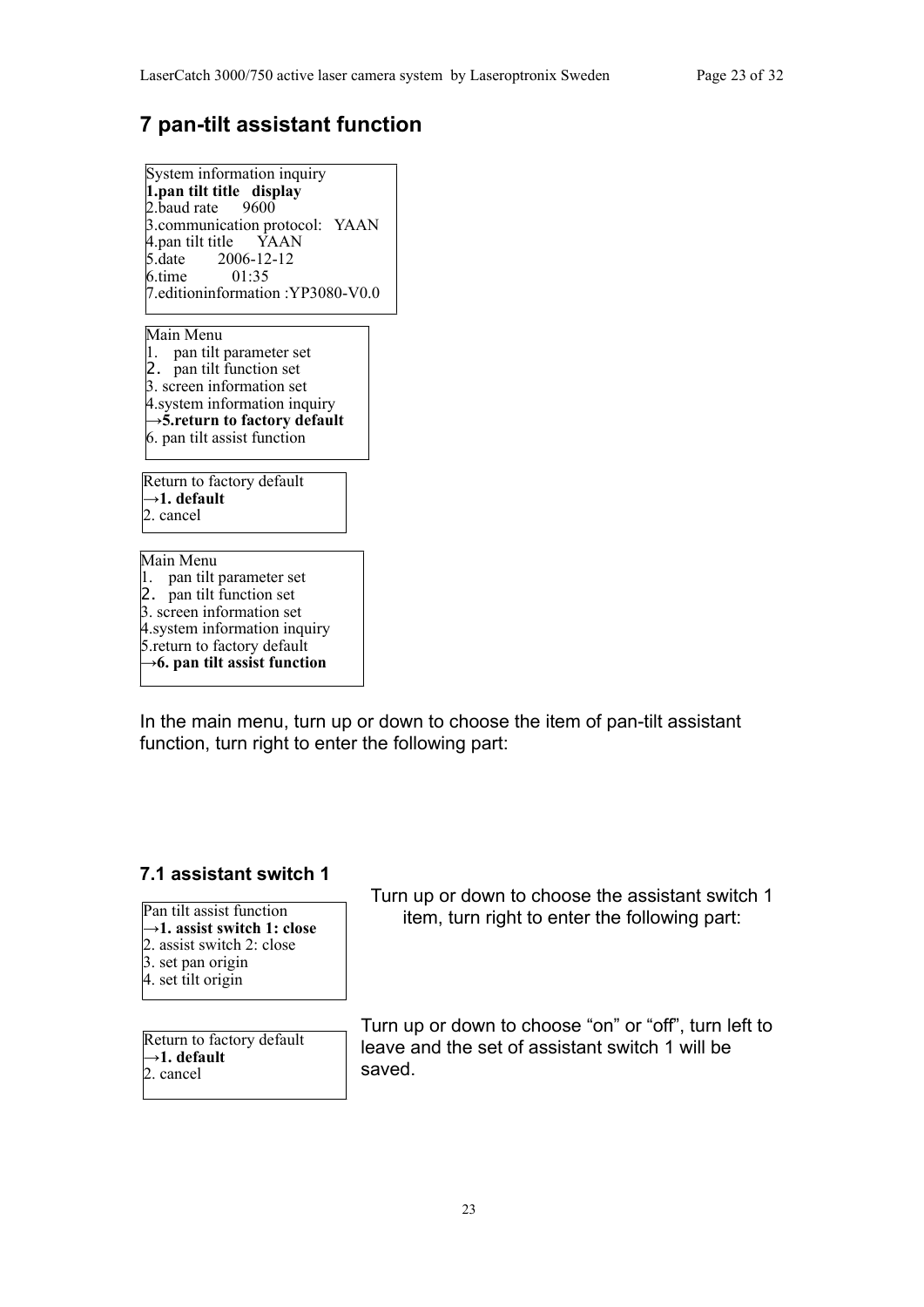# 7 pan-tilt assistant function

```
System information inquiry
1.pan tilt title   display
2.baud rate      9600
3.communication protocol:   YAAN
4.pan tilt title      YAAN
5.date        2006-12-12
6.time          01:35
7.editioninformation :YP3080-V0.0
```

```
Main Menu
1.   pan tilt parameter set
2.   pan tilt function set
3. screen information set
4.system information inquiry
→5.return to factory default
6. pan tilt assist function
```

```
Return to factory default
→1. default
2. cancel
```

```
Main Menu
1.   pan tilt parameter set
2.   pan tilt function set
3. screen information set
4.system information inquiry
5.return to factory default
→6. pan tilt assist function
```

In the main menu, turn up or down to choose the item of pan-tilt assistant function, turn right to enter the following part:

## 7.1 assistant switch 1

```
Pan tilt assist function
→1. assist switch 1: close
2. assist switch 2: close
3. set pan origin
4. set tilt origin
```

Turn up or down to choose the assistant switch 1 item, turn right to enter the following part:

```
Return to factory default
→1. default
2. cancel
```

Turn up or down to choose "on" or "off", turn left to leave and the set of assistant switch 1 will be saved.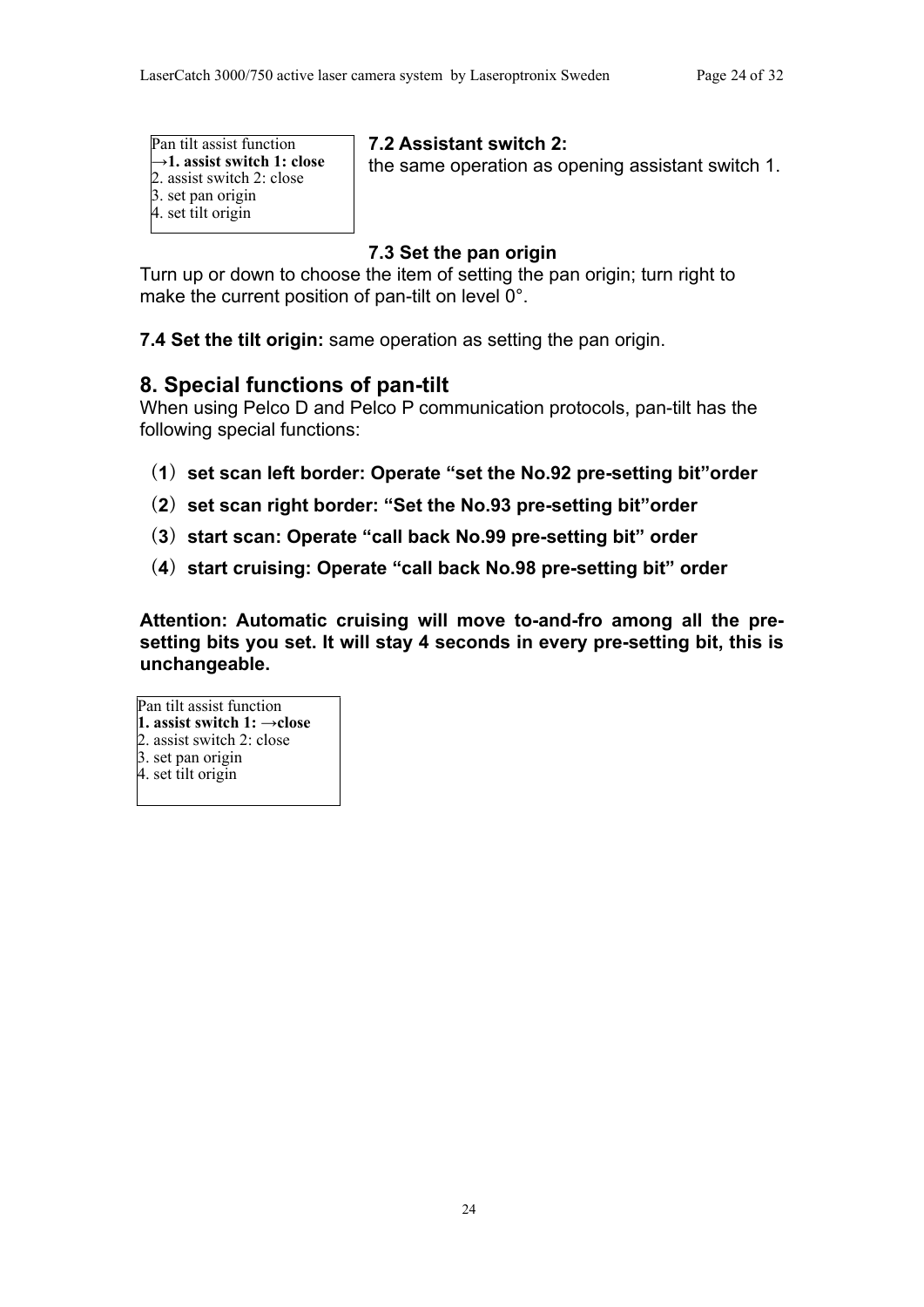Pan tilt assist function
**→1. assist switch 1: close**
2. assist switch 2: close
3. set pan origin
4. set tilt origin

**7.2 Assistant switch 2:**
the same operation as opening assistant switch 1.

**7.3 Set the pan origin**
Turn up or down to choose the item of setting the pan origin; turn right to make the current position of pan-tilt on level 0°.

**7.4 Set the tilt origin:** same operation as setting the pan origin.

## 8. Special functions of pan-tilt

When using Pelco D and Pelco P communication protocols, pan-tilt has the following special functions:

（**1**）**set scan left border: Operate "set the No.92 pre-setting bit"order**

（**2**）**set scan right border: "Set the No.93 pre-setting bit"order**

（**3**）**start scan: Operate "call back No.99 pre-setting bit" order**

（**4**）**start cruising: Operate "call back No.98 pre-setting bit" order**

**Attention: Automatic cruising will move to-and-fro among all the pre-setting bits you set. It will stay 4 seconds in every pre-setting bit, this is unchangeable.**

Pan tilt assist function
**1. assist switch 1: →close**
2. assist switch 2: close
3. set pan origin
4. set tilt origin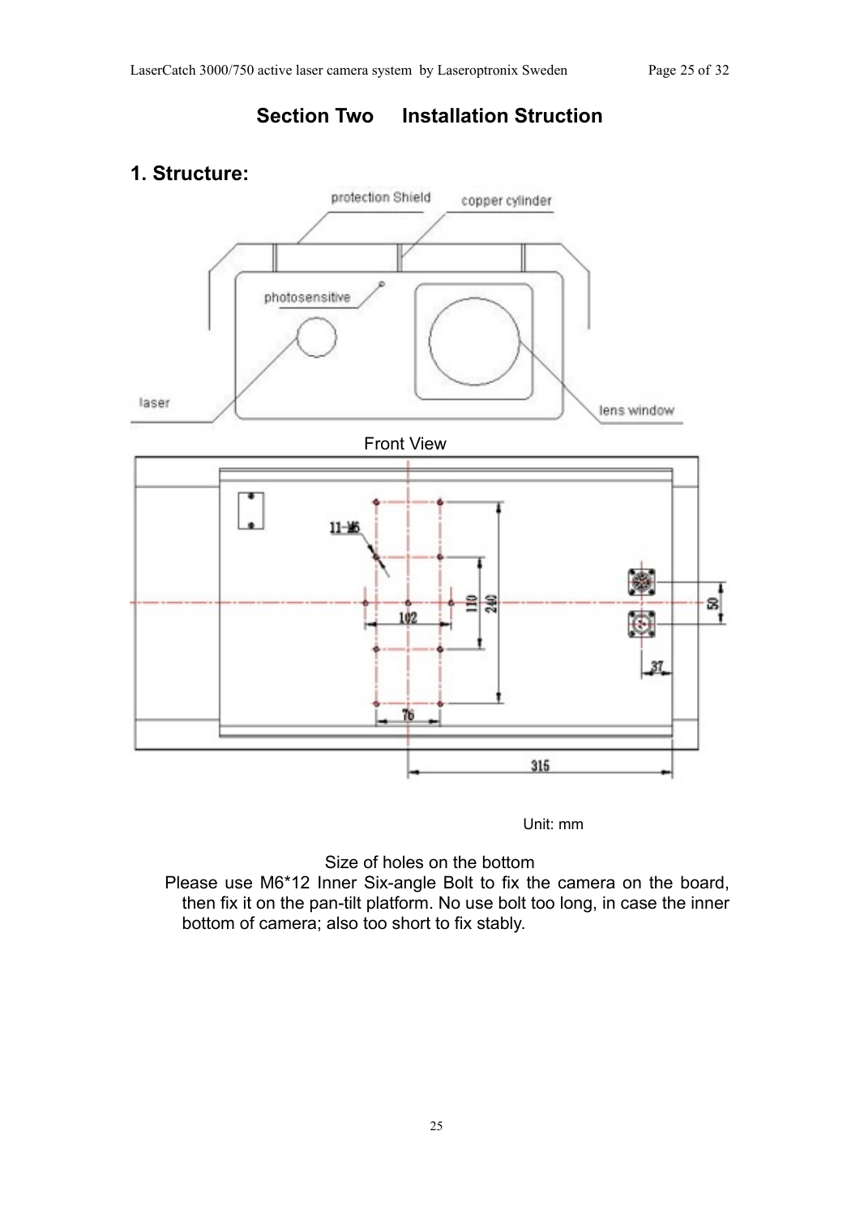# Section Two Installation Struction

## 1. Structure:

Front View

Unit: mm

Size of holes on the bottom

Please use M6*12 Inner Six-angle Bolt to fix the camera on the board, then fix it on the pan-tilt platform. No use bolt too long, in case the inner bottom of camera; also too short to fix stably.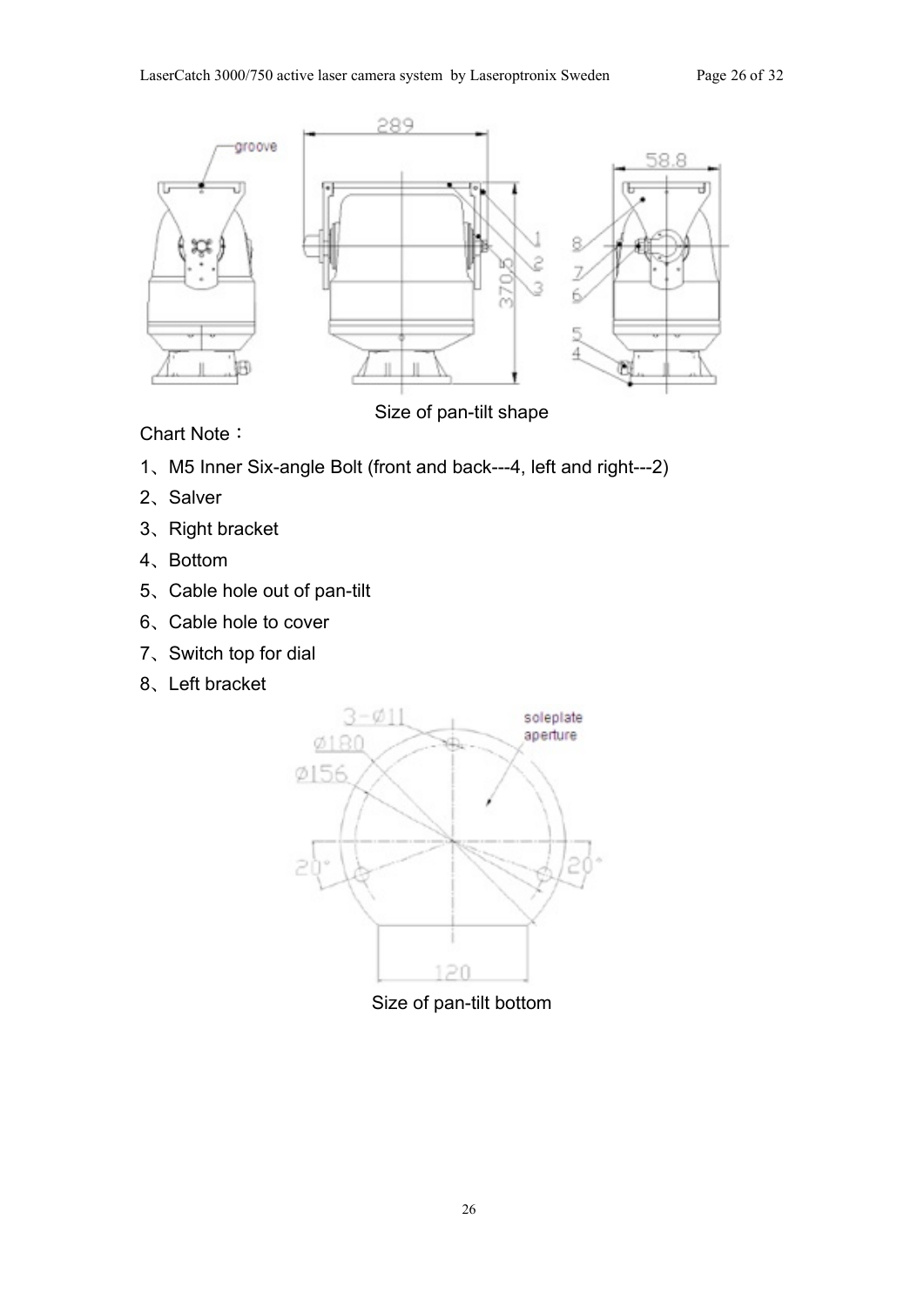Size of pan-tilt shape

Chart Note：

1、M5 Inner Six-angle Bolt (front and back---4, left and right---2)

2、Salver

3、Right bracket

4、Bottom

5、Cable hole out of pan-tilt

6、Cable hole to cover

7、Switch top for dial

8、Left bracket

Size of pan-tilt bottom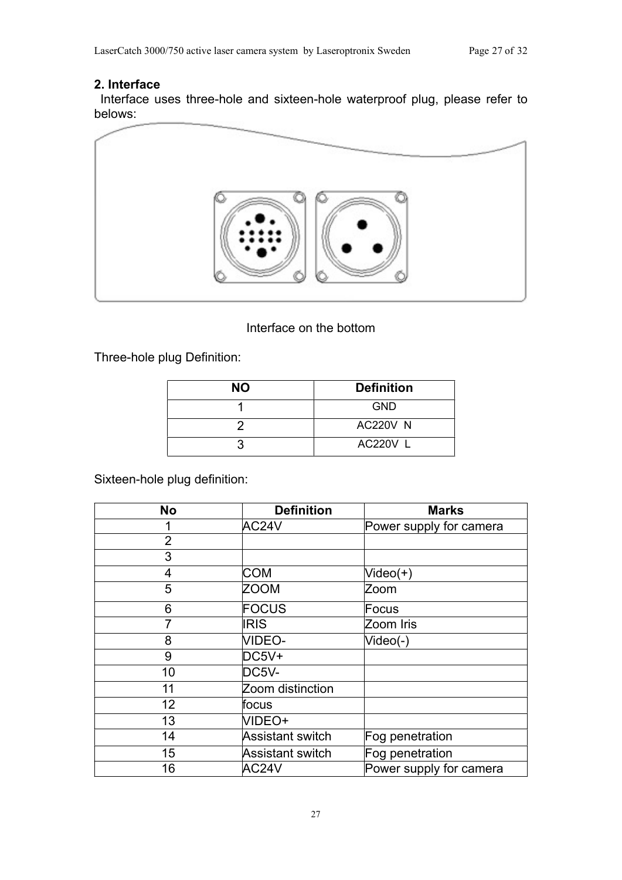## 2. Interface

Interface uses three-hole and sixteen-hole waterproof plug, please refer to belows:

Interface on the bottom

Three-hole plug Definition:

| NO | Definition |
|---|---|
| 1 | GND |
| 2 | AC220V N |
| 3 | AC220V L |

Sixteen-hole plug definition:

| No | Definition | Marks |
|---|---|---|
| 1 | AC24V | Power supply for camera |
| 2 | | |
| 3 | | |
| 4 | COM | Video(+) |
| 5 | ZOOM | Zoom |
| 6 | FOCUS | Focus |
| 7 | IRIS | Zoom Iris |
| 8 | VIDEO- | Video(-) |
| 9 | DC5V+ | |
| 10 | DC5V- | |
| 11 | Zoom distinction | |
| 12 | focus | |
| 13 | VIDEO+ | |
| 14 | Assistant switch | Fog penetration |
| 15 | Assistant switch | Fog penetration |
| 16 | AC24V | Power supply for camera |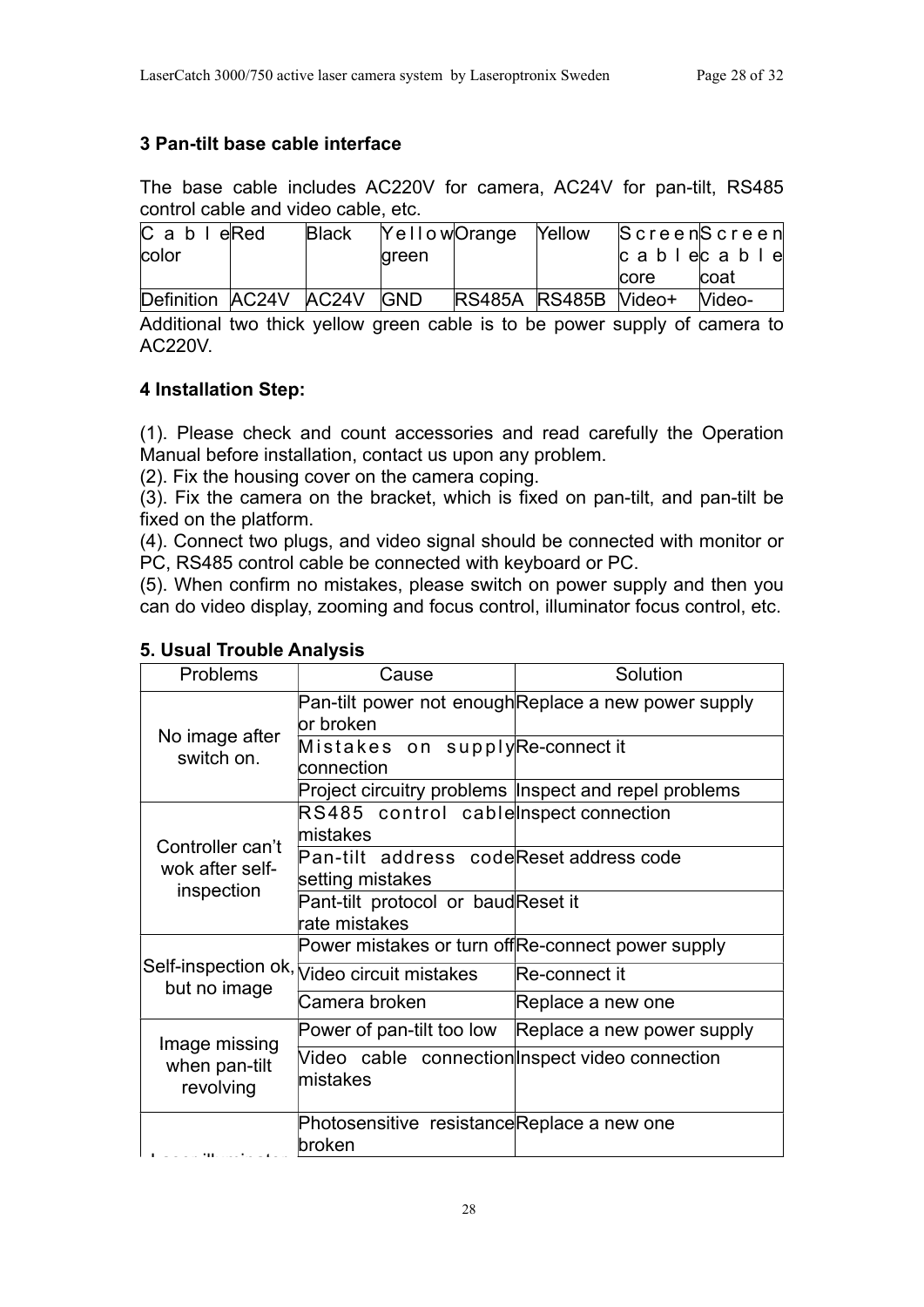### 3 Pan-tilt base cable interface

The base cable includes AC220V for camera, AC24V for pan-tilt, RS485 control cable and video cable, etc.

| Cable color | Red | Black | Yellow green | Orange | Yellow | Screen cable core | Screen cable coat |
|---|---|---|---|---|---|---|---|
| Definition | AC24V | AC24V | GND | RS485A | RS485B | Video+ | Video- |

Additional two thick yellow green cable is to be power supply of camera to AC220V.

### 4 Installation Step:

(1). Please check and count accessories and read carefully the Operation Manual before installation, contact us upon any problem.
(2). Fix the housing cover on the camera coping.
(3). Fix the camera on the bracket, which is fixed on pan-tilt, and pan-tilt be fixed on the platform.
(4). Connect two plugs, and video signal should be connected with monitor or PC, RS485 control cable be connected with keyboard or PC.
(5). When confirm no mistakes, please switch on power supply and then you can do video display, zooming and focus control, illuminator focus control, etc.

### 5. Usual Trouble Analysis

| Problems | Cause | Solution |
|---|---|---|
| No image after switch on. | Pan-tilt power not enough or broken | Replace a new power supply |
| | Mistakes on supply connection | Re-connect it |
| | Project circuitry problems | Inspect and repel problems |
| Controller can't wok after self-inspection | RS485 control cable mistakes | Inspect connection |
| | Pan-tilt address code setting mistakes | Reset address code |
| | Pant-tilt protocol or baud rate mistakes | Reset it |
| Self-inspection ok, but no image | Power mistakes or turn off | Re-connect power supply |
| | Video circuit mistakes | Re-connect it |
| | Camera broken | Replace a new one |
| Image missing when pan-tilt revolving | Power of pan-tilt too low | Replace a new power supply |
| | Video cable connection mistakes | Inspect video connection |
| Laser illuminator | Photosensitive resistance broken | Replace a new one |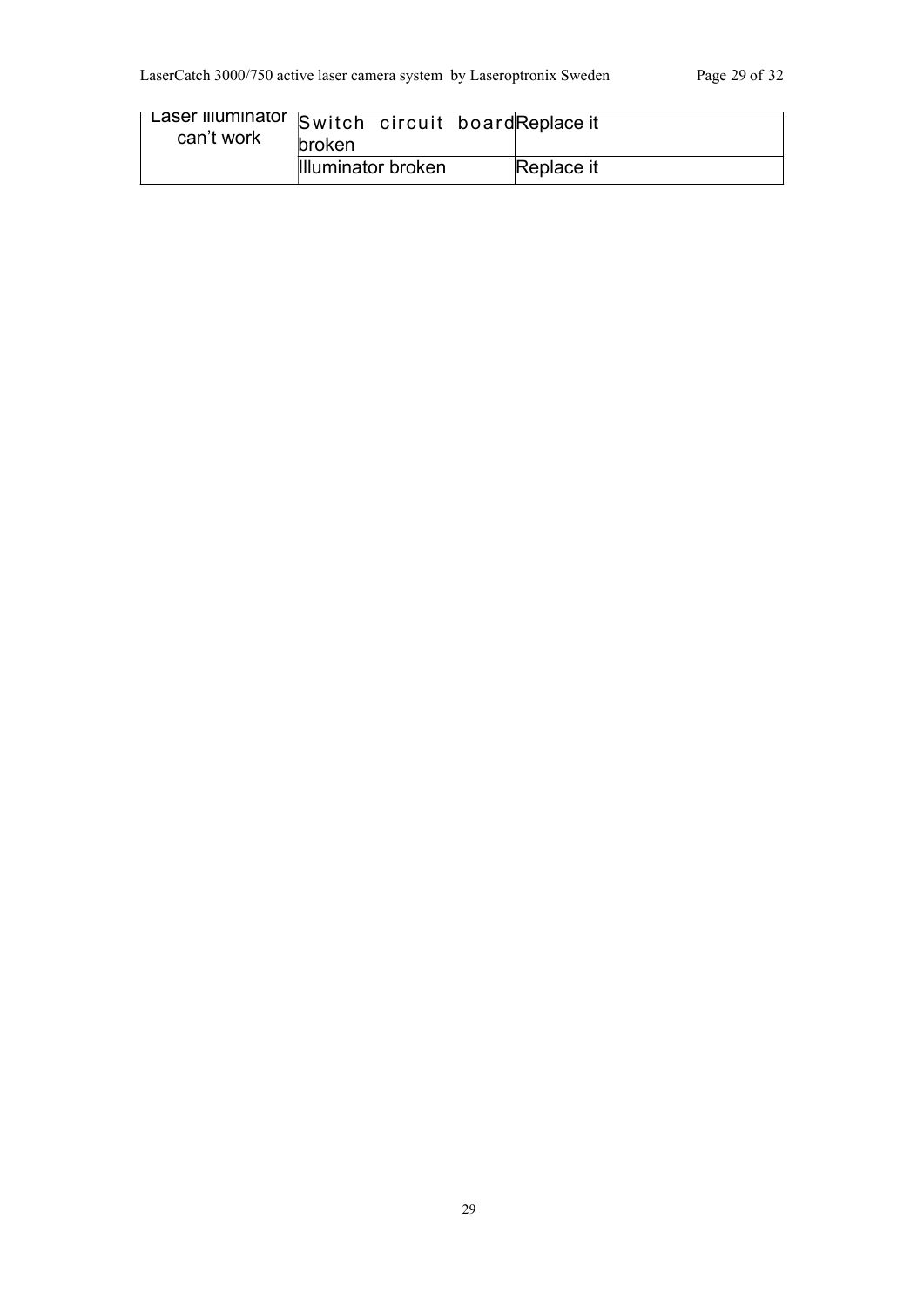| Laser illuminator can't work | Switch circuit board broken | Replace it |
| --- | --- | --- |
| | Illuminator broken | Replace it |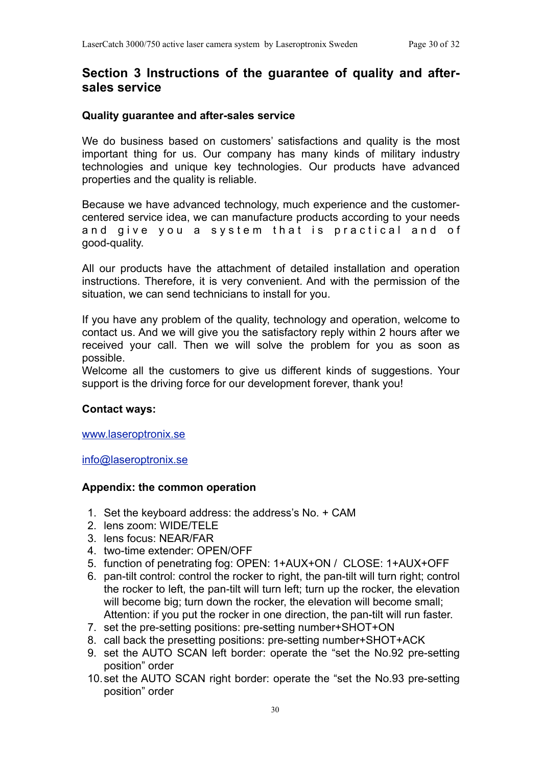## Section 3 Instructions of the guarantee of quality and after-sales service

### Quality guarantee and after-sales service

We do business based on customers' satisfactions and quality is the most important thing for us. Our company has many kinds of military industry technologies and unique key technologies. Our products have advanced properties and the quality is reliable.

Because we have advanced technology, much experience and the customer-centered service idea, we can manufacture products according to your needs and give you a system that is practical and of good-quality.

All our products have the attachment of detailed installation and operation instructions. Therefore, it is very convenient. And with the permission of the situation, we can send technicians to install for you.

If you have any problem of the quality, technology and operation, welcome to contact us. And we will give you the satisfactory reply within 2 hours after we received your call. Then we will solve the problem for you as soon as possible.
Welcome all the customers to give us different kinds of suggestions. Your support is the driving force for our development forever, thank you!

### Contact ways:

www.laseroptronix.se

info@laseroptronix.se

### Appendix: the common operation

1. Set the keyboard address: the address's No. + CAM
2. lens zoom: WIDE/TELE
3. lens focus: NEAR/FAR
4. two-time extender: OPEN/OFF
5. function of penetrating fog: OPEN: 1+AUX+ON / CLOSE: 1+AUX+OFF
6. pan-tilt control: control the rocker to right, the pan-tilt will turn right; control the rocker to left, the pan-tilt will turn left; turn up the rocker, the elevation will become big; turn down the rocker, the elevation will become small; Attention: if you put the rocker in one direction, the pan-tilt will run faster.
7. set the pre-setting positions: pre-setting number+SHOT+ON
8. call back the presetting positions: pre-setting number+SHOT+ACK
9. set the AUTO SCAN left border: operate the "set the No.92 pre-setting position" order
10. set the AUTO SCAN right border: operate the "set the No.93 pre-setting position" order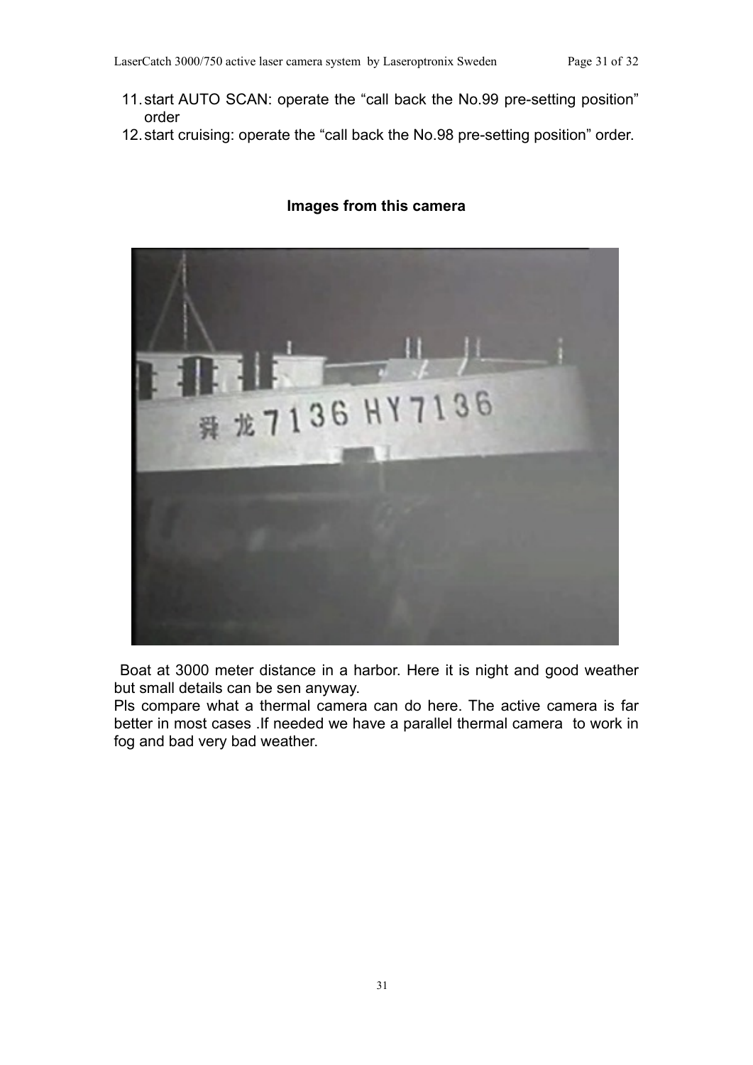11. start AUTO SCAN: operate the "call back the No.99 pre-setting position" order
12. start cruising: operate the "call back the No.98 pre-setting position" order.

**Images from this camera**

Boat at 3000 meter distance in a harbor. Here it is night and good weather but small details can be sen anyway.
Pls compare what a thermal camera can do here. The active camera is far better in most cases .If needed we have a parallel thermal camera to work in fog and bad very bad weather.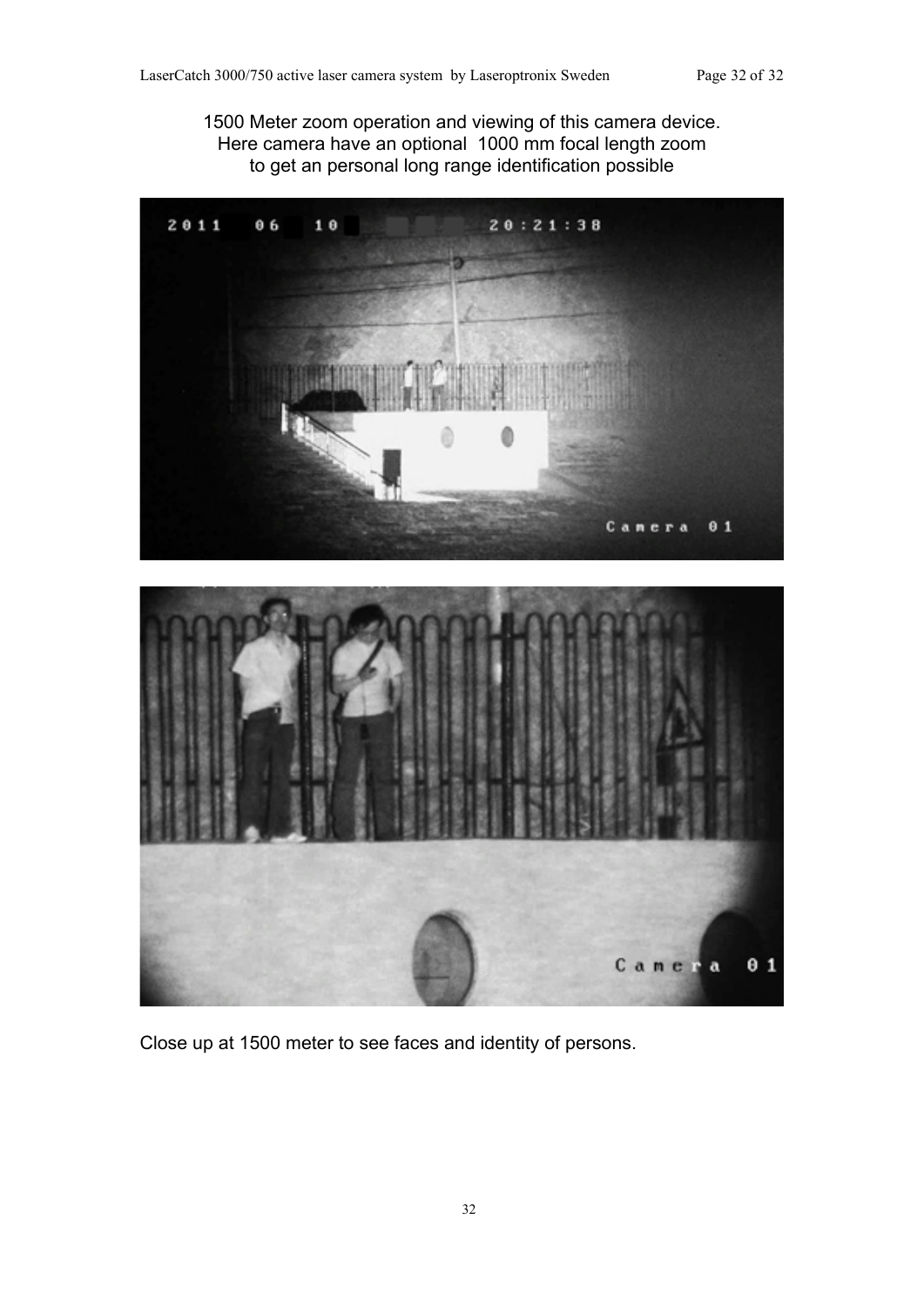1500 Meter zoom operation and viewing of this camera device.
Here camera have an optional 1000 mm focal length zoom
to get an personal long range identification possible

Close up at 1500 meter to see faces and identity of persons.